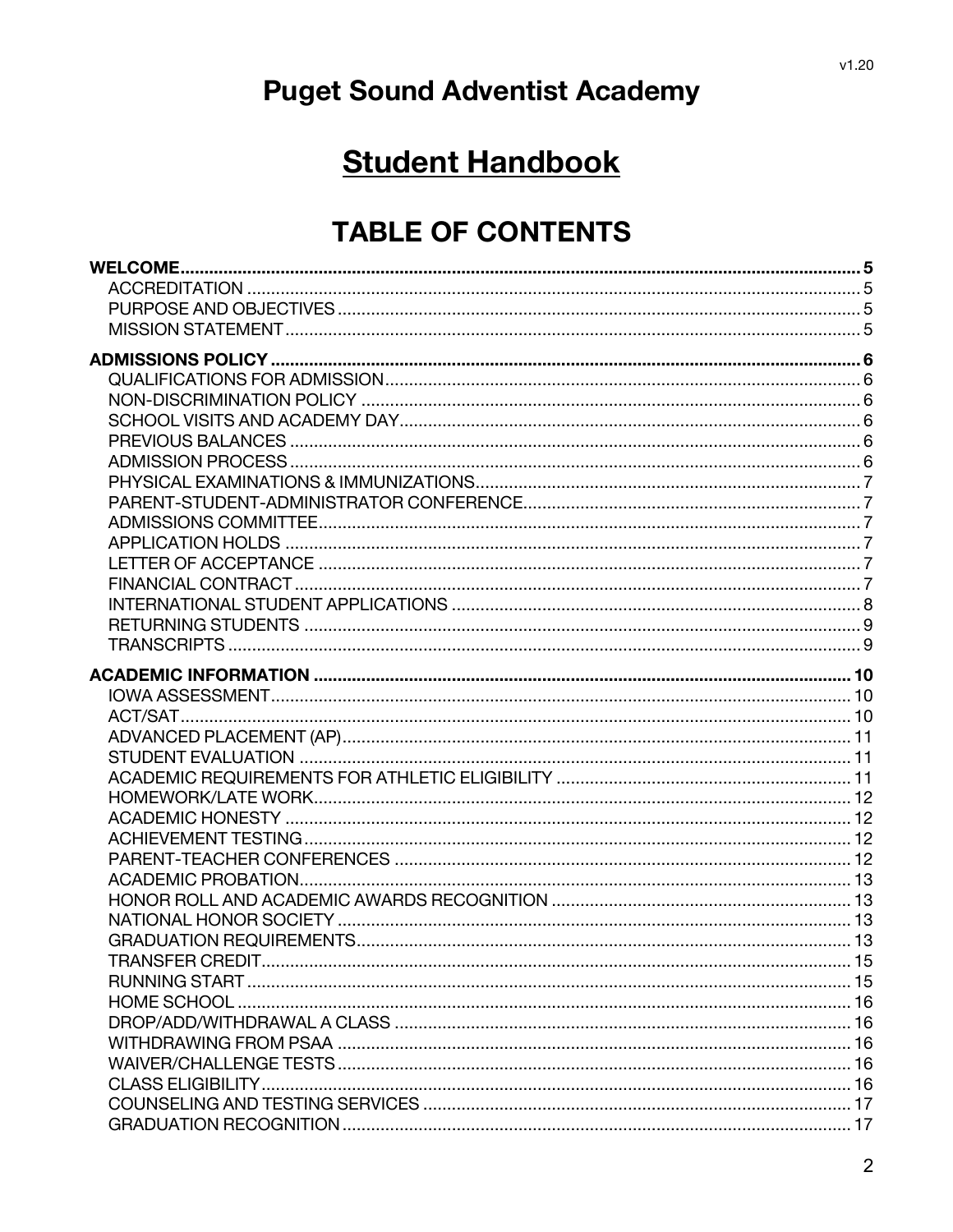v1.20

# Puget Sound Adventist Academy

## Student Handbook

## TABLE OF CONTENTS

**WELCOME** .......... 5
- ACCREDITATION .......... 5
- PURPOSE AND OBJECTIVES .......... 5
- MISSION STATEMENT .......... 5

**ADMISSIONS POLICY** .......... 6
- QUALIFICATIONS FOR ADMISSION .......... 6
- NON-DISCRIMINATION POLICY .......... 6
- SCHOOL VISITS AND ACADEMY DAY .......... 6
- PREVIOUS BALANCES .......... 6
- ADMISSION PROCESS .......... 6
- PHYSICAL EXAMINATIONS & IMMUNIZATIONS .......... 7
- PARENT-STUDENT-ADMINISTRATOR CONFERENCE .......... 7
- ADMISSIONS COMMITTEE .......... 7
- APPLICATION HOLDS .......... 7
- LETTER OF ACCEPTANCE .......... 7
- FINANCIAL CONTRACT .......... 7
- INTERNATIONAL STUDENT APPLICATIONS .......... 8
- RETURNING STUDENTS .......... 9
- TRANSCRIPTS .......... 9

**ACADEMIC INFORMATION** .......... 10
- IOWA ASSESSMENT .......... 10
- ACT/SAT .......... 10
- ADVANCED PLACEMENT (AP) .......... 11
- STUDENT EVALUATION .......... 11
- ACADEMIC REQUIREMENTS FOR ATHLETIC ELIGIBILITY .......... 11
- HOMEWORK/LATE WORK .......... 12
- ACADEMIC HONESTY .......... 12
- ACHIEVEMENT TESTING .......... 12
- PARENT-TEACHER CONFERENCES .......... 12
- ACADEMIC PROBATION .......... 13
- HONOR ROLL AND ACADEMIC AWARDS RECOGNITION .......... 13
- NATIONAL HONOR SOCIETY .......... 13
- GRADUATION REQUIREMENTS .......... 13
- TRANSFER CREDIT .......... 15
- RUNNING START .......... 15
- HOME SCHOOL .......... 16
- DROP/ADD/WITHDRAWAL A CLASS .......... 16
- WITHDRAWING FROM PSAA .......... 16
- WAIVER/CHALLENGE TESTS .......... 16
- CLASS ELIGIBILITY .......... 16
- COUNSELING AND TESTING SERVICES .......... 17
- GRADUATION RECOGNITION .......... 17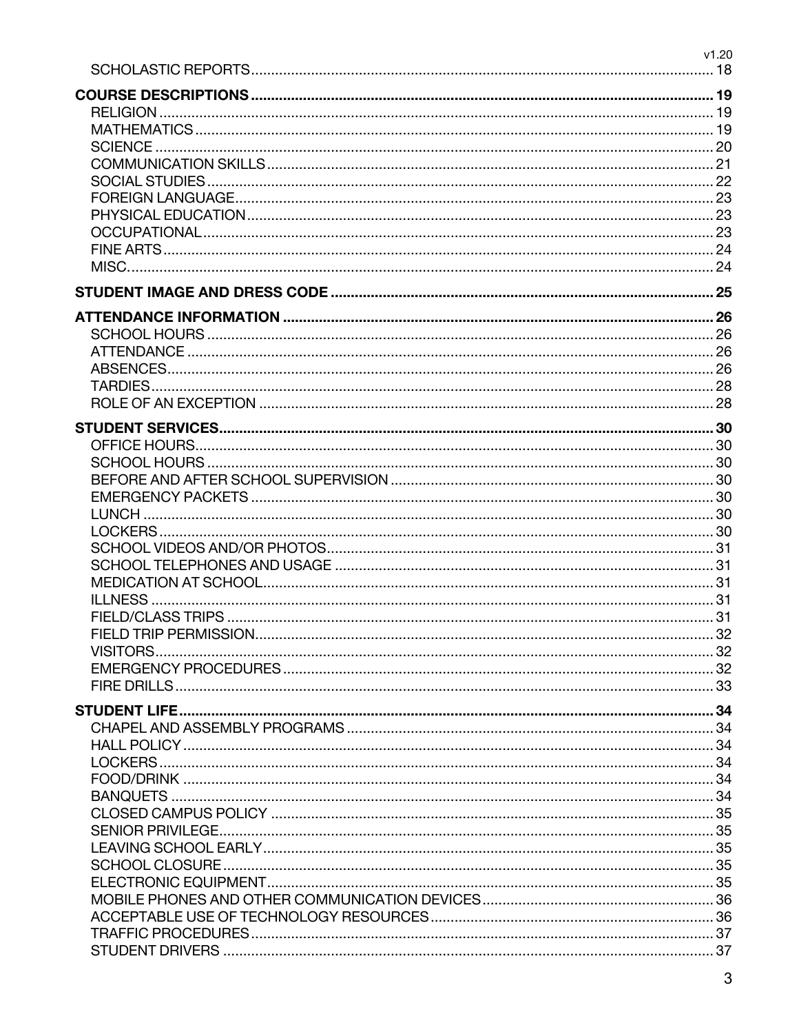SCHOLASTIC REPORTS ........ 18

**COURSE DESCRIPTIONS** ........ 19
- RELIGION ........ 19
- MATHEMATICS ........ 19
- SCIENCE ........ 20
- COMMUNICATION SKILLS ........ 21
- SOCIAL STUDIES ........ 22
- FOREIGN LANGUAGE ........ 23
- PHYSICAL EDUCATION ........ 23
- OCCUPATIONAL ........ 23
- FINE ARTS ........ 24
- MISC. ........ 24

**STUDENT IMAGE AND DRESS CODE** ........ 25

**ATTENDANCE INFORMATION** ........ 26
- SCHOOL HOURS ........ 26
- ATTENDANCE ........ 26
- ABSENCES ........ 26
- TARDIES ........ 28
- ROLE OF AN EXCEPTION ........ 28

**STUDENT SERVICES** ........ 30
- OFFICE HOURS ........ 30
- SCHOOL HOURS ........ 30
- BEFORE AND AFTER SCHOOL SUPERVISION ........ 30
- EMERGENCY PACKETS ........ 30
- LUNCH ........ 30
- LOCKERS ........ 30
- SCHOOL VIDEOS AND/OR PHOTOS ........ 31
- SCHOOL TELEPHONES AND USAGE ........ 31
- MEDICATION AT SCHOOL ........ 31
- ILLNESS ........ 31
- FIELD/CLASS TRIPS ........ 31
- FIELD TRIP PERMISSION ........ 32
- VISITORS ........ 32
- EMERGENCY PROCEDURES ........ 32
- FIRE DRILLS ........ 33

**STUDENT LIFE** ........ 34
- CHAPEL AND ASSEMBLY PROGRAMS ........ 34
- HALL POLICY ........ 34
- LOCKERS ........ 34
- FOOD/DRINK ........ 34
- BANQUETS ........ 34
- CLOSED CAMPUS POLICY ........ 35
- SENIOR PRIVILEGE ........ 35
- LEAVING SCHOOL EARLY ........ 35
- SCHOOL CLOSURE ........ 35
- ELECTRONIC EQUIPMENT ........ 35
- MOBILE PHONES AND OTHER COMMUNICATION DEVICES ........ 36
- ACCEPTABLE USE OF TECHNOLOGY RESOURCES ........ 36
- TRAFFIC PROCEDURES ........ 37
- STUDENT DRIVERS ........ 37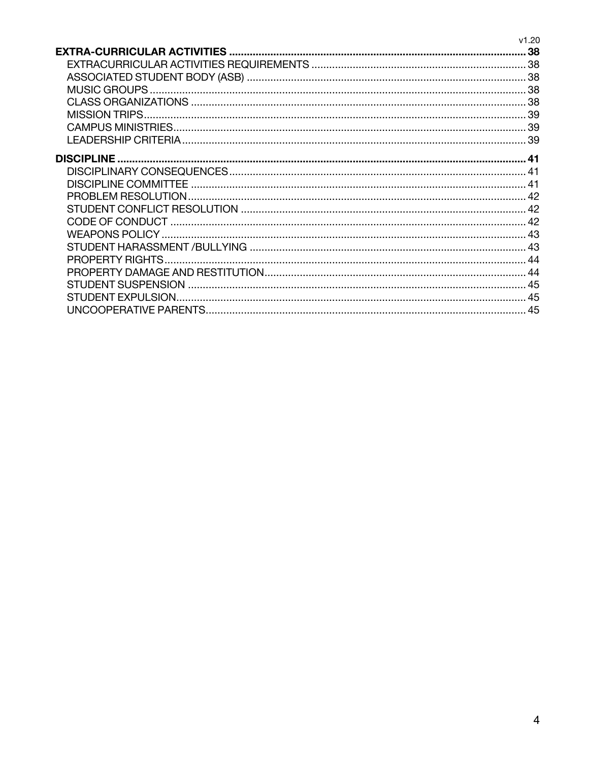**EXTRA-CURRICULAR ACTIVITIES** .................................................. 38

- EXTRACURRICULAR ACTIVITIES REQUIREMENTS .................................................. 38
- ASSOCIATED STUDENT BODY (ASB) .................................................. 38
- MUSIC GROUPS .................................................. 38
- CLASS ORGANIZATIONS .................................................. 38
- MISSION TRIPS .................................................. 39
- CAMPUS MINISTRIES .................................................. 39
- LEADERSHIP CRITERIA .................................................. 39

**DISCIPLINE** .................................................. 41

- DISCIPLINARY CONSEQUENCES .................................................. 41
- DISCIPLINE COMMITTEE .................................................. 41
- PROBLEM RESOLUTION .................................................. 42
- STUDENT CONFLICT RESOLUTION .................................................. 42
- CODE OF CONDUCT .................................................. 42
- WEAPONS POLICY .................................................. 43
- STUDENT HARASSMENT /BULLYING .................................................. 43
- PROPERTY RIGHTS .................................................. 44
- PROPERTY DAMAGE AND RESTITUTION .................................................. 44
- STUDENT SUSPENSION .................................................. 45
- STUDENT EXPULSION .................................................. 45
- UNCOOPERATIVE PARENTS .................................................. 45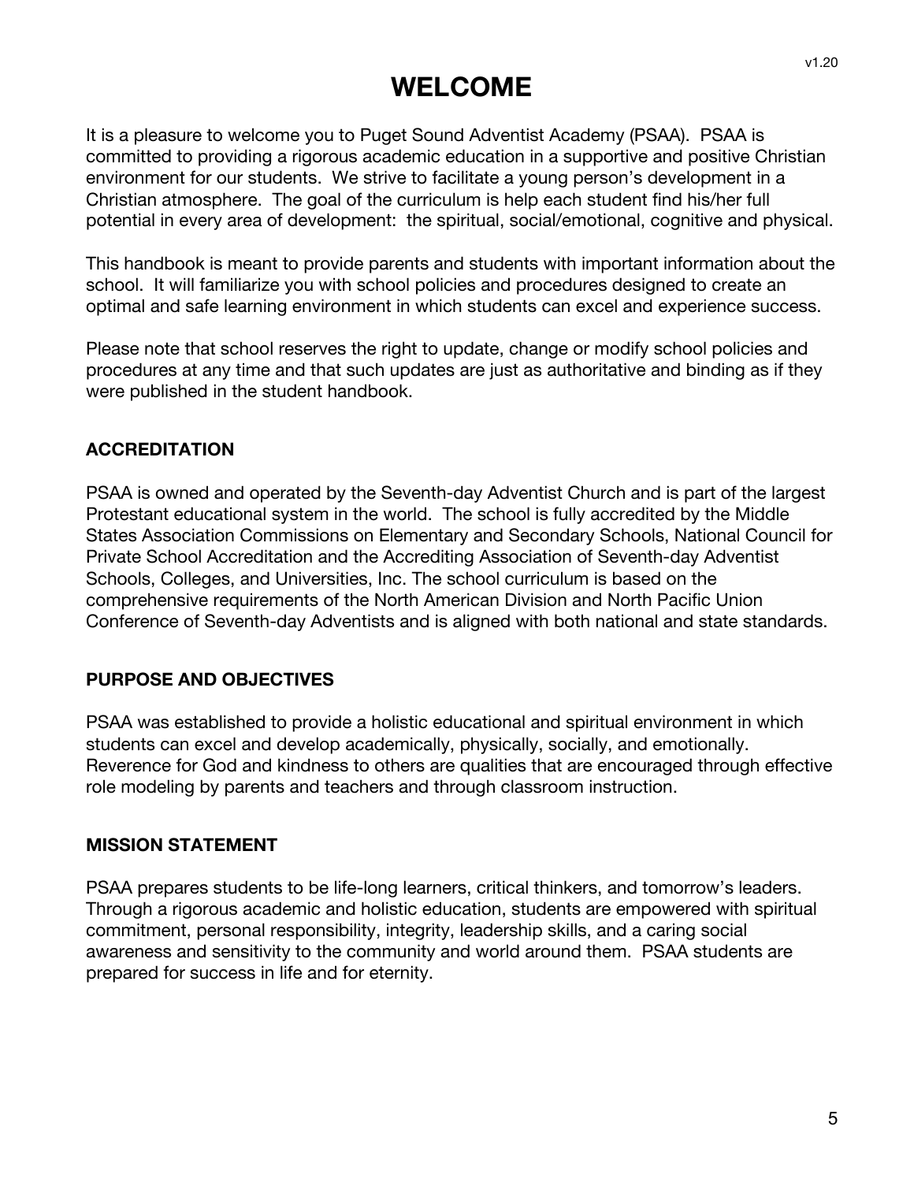# WELCOME

It is a pleasure to welcome you to Puget Sound Adventist Academy (PSAA). PSAA is committed to providing a rigorous academic education in a supportive and positive Christian environment for our students. We strive to facilitate a young person's development in a Christian atmosphere. The goal of the curriculum is help each student find his/her full potential in every area of development: the spiritual, social/emotional, cognitive and physical.

This handbook is meant to provide parents and students with important information about the school. It will familiarize you with school policies and procedures designed to create an optimal and safe learning environment in which students can excel and experience success.

Please note that school reserves the right to update, change or modify school policies and procedures at any time and that such updates are just as authoritative and binding as if they were published in the student handbook.

## ACCREDITATION

PSAA is owned and operated by the Seventh-day Adventist Church and is part of the largest Protestant educational system in the world. The school is fully accredited by the Middle States Association Commissions on Elementary and Secondary Schools, National Council for Private School Accreditation and the Accrediting Association of Seventh-day Adventist Schools, Colleges, and Universities, Inc. The school curriculum is based on the comprehensive requirements of the North American Division and North Pacific Union Conference of Seventh-day Adventists and is aligned with both national and state standards.

## PURPOSE AND OBJECTIVES

PSAA was established to provide a holistic educational and spiritual environment in which students can excel and develop academically, physically, socially, and emotionally. Reverence for God and kindness to others are qualities that are encouraged through effective role modeling by parents and teachers and through classroom instruction.

## MISSION STATEMENT

PSAA prepares students to be life-long learners, critical thinkers, and tomorrow's leaders. Through a rigorous academic and holistic education, students are empowered with spiritual commitment, personal responsibility, integrity, leadership skills, and a caring social awareness and sensitivity to the community and world around them. PSAA students are prepared for success in life and for eternity.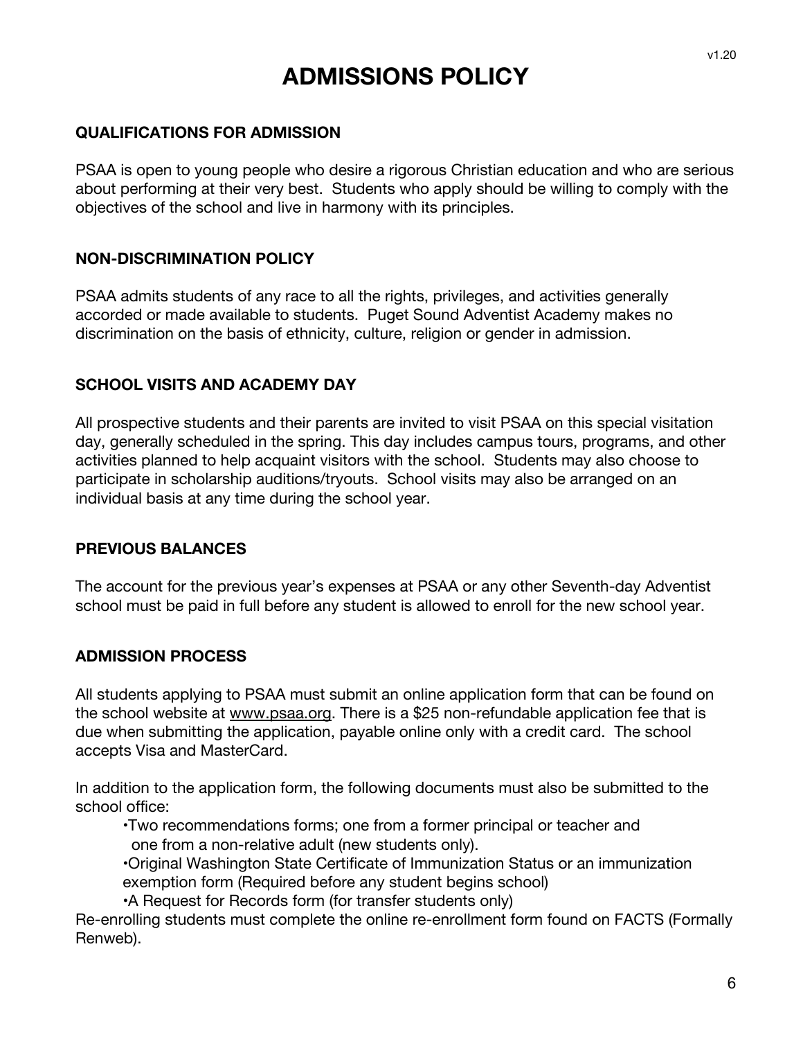# ADMISSIONS POLICY

### QUALIFICATIONS FOR ADMISSION

PSAA is open to young people who desire a rigorous Christian education and who are serious about performing at their very best. Students who apply should be willing to comply with the objectives of the school and live in harmony with its principles.

### NON-DISCRIMINATION POLICY

PSAA admits students of any race to all the rights, privileges, and activities generally accorded or made available to students. Puget Sound Adventist Academy makes no discrimination on the basis of ethnicity, culture, religion or gender in admission.

### SCHOOL VISITS AND ACADEMY DAY

All prospective students and their parents are invited to visit PSAA on this special visitation day, generally scheduled in the spring. This day includes campus tours, programs, and other activities planned to help acquaint visitors with the school. Students may also choose to participate in scholarship auditions/tryouts. School visits may also be arranged on an individual basis at any time during the school year.

### PREVIOUS BALANCES

The account for the previous year's expenses at PSAA or any other Seventh-day Adventist school must be paid in full before any student is allowed to enroll for the new school year.

### ADMISSION PROCESS

All students applying to PSAA must submit an online application form that can be found on the school website at www.psaa.org. There is a $25 non-refundable application fee that is due when submitting the application, payable online only with a credit card. The school accepts Visa and MasterCard.

In addition to the application form, the following documents must also be submitted to the school office:

- Two recommendations forms; one from a former principal or teacher and one from a non-relative adult (new students only).
- Original Washington State Certificate of Immunization Status or an immunization exemption form (Required before any student begins school)
- A Request for Records form (for transfer students only)

Re-enrolling students must complete the online re-enrollment form found on FACTS (Formally Renweb).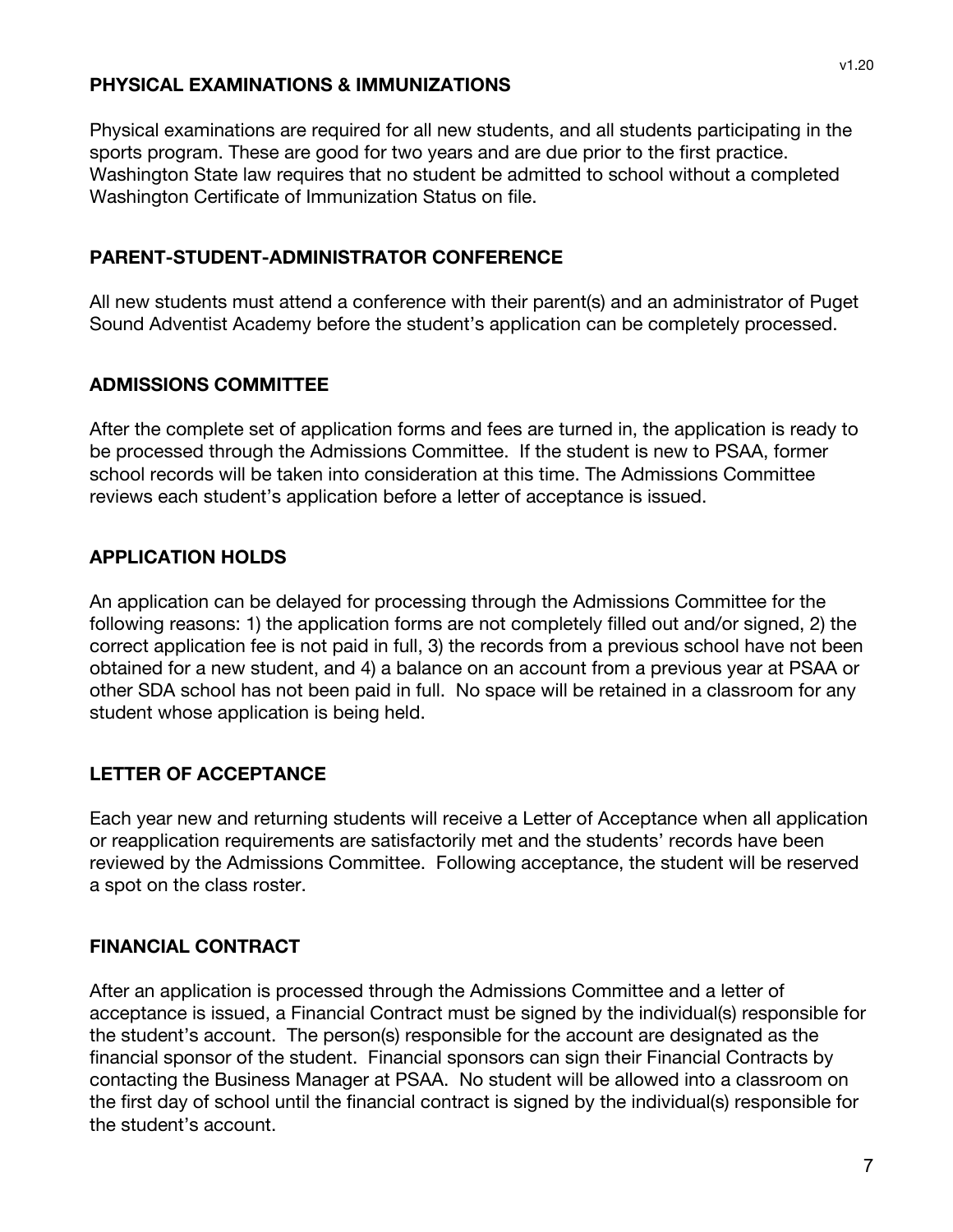## PHYSICAL EXAMINATIONS & IMMUNIZATIONS

Physical examinations are required for all new students, and all students participating in the sports program. These are good for two years and are due prior to the first practice. Washington State law requires that no student be admitted to school without a completed Washington Certificate of Immunization Status on file.

## PARENT-STUDENT-ADMINISTRATOR CONFERENCE

All new students must attend a conference with their parent(s) and an administrator of Puget Sound Adventist Academy before the student's application can be completely processed.

## ADMISSIONS COMMITTEE

After the complete set of application forms and fees are turned in, the application is ready to be processed through the Admissions Committee. If the student is new to PSAA, former school records will be taken into consideration at this time. The Admissions Committee reviews each student's application before a letter of acceptance is issued.

## APPLICATION HOLDS

An application can be delayed for processing through the Admissions Committee for the following reasons: 1) the application forms are not completely filled out and/or signed, 2) the correct application fee is not paid in full, 3) the records from a previous school have not been obtained for a new student, and 4) a balance on an account from a previous year at PSAA or other SDA school has not been paid in full. No space will be retained in a classroom for any student whose application is being held.

## LETTER OF ACCEPTANCE

Each year new and returning students will receive a Letter of Acceptance when all application or reapplication requirements are satisfactorily met and the students' records have been reviewed by the Admissions Committee. Following acceptance, the student will be reserved a spot on the class roster.

## FINANCIAL CONTRACT

After an application is processed through the Admissions Committee and a letter of acceptance is issued, a Financial Contract must be signed by the individual(s) responsible for the student's account. The person(s) responsible for the account are designated as the financial sponsor of the student. Financial sponsors can sign their Financial Contracts by contacting the Business Manager at PSAA. No student will be allowed into a classroom on the first day of school until the financial contract is signed by the individual(s) responsible for the student's account.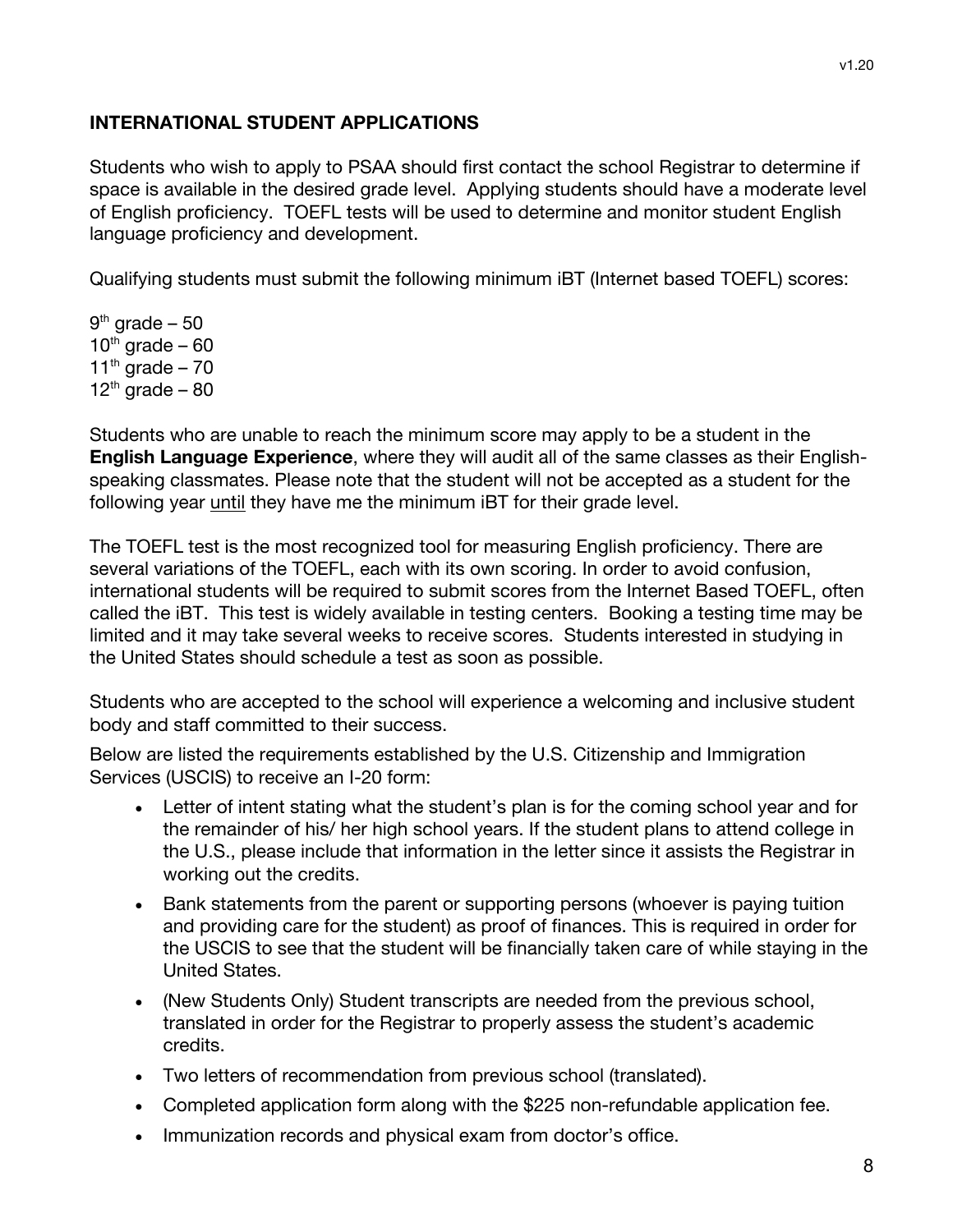## INTERNATIONAL STUDENT APPLICATIONS

Students who wish to apply to PSAA should first contact the school Registrar to determine if space is available in the desired grade level. Applying students should have a moderate level of English proficiency. TOEFL tests will be used to determine and monitor student English language proficiency and development.

Qualifying students must submit the following minimum iBT (Internet based TOEFL) scores:

9th grade – 50
10th grade – 60
11th grade – 70
12th grade – 80

Students who are unable to reach the minimum score may apply to be a student in the **English Language Experience**, where they will audit all of the same classes as their English-speaking classmates. Please note that the student will not be accepted as a student for the following year until they have me the minimum iBT for their grade level.

The TOEFL test is the most recognized tool for measuring English proficiency. There are several variations of the TOEFL, each with its own scoring. In order to avoid confusion, international students will be required to submit scores from the Internet Based TOEFL, often called the iBT. This test is widely available in testing centers. Booking a testing time may be limited and it may take several weeks to receive scores. Students interested in studying in the United States should schedule a test as soon as possible.

Students who are accepted to the school will experience a welcoming and inclusive student body and staff committed to their success.

Below are listed the requirements established by the U.S. Citizenship and Immigration Services (USCIS) to receive an I-20 form:

- Letter of intent stating what the student's plan is for the coming school year and for the remainder of his/ her high school years. If the student plans to attend college in the U.S., please include that information in the letter since it assists the Registrar in working out the credits.
- Bank statements from the parent or supporting persons (whoever is paying tuition and providing care for the student) as proof of finances. This is required in order for the USCIS to see that the student will be financially taken care of while staying in the United States.
- (New Students Only) Student transcripts are needed from the previous school, translated in order for the Registrar to properly assess the student's academic credits.
- Two letters of recommendation from previous school (translated).
- Completed application form along with the $225 non-refundable application fee.
- Immunization records and physical exam from doctor's office.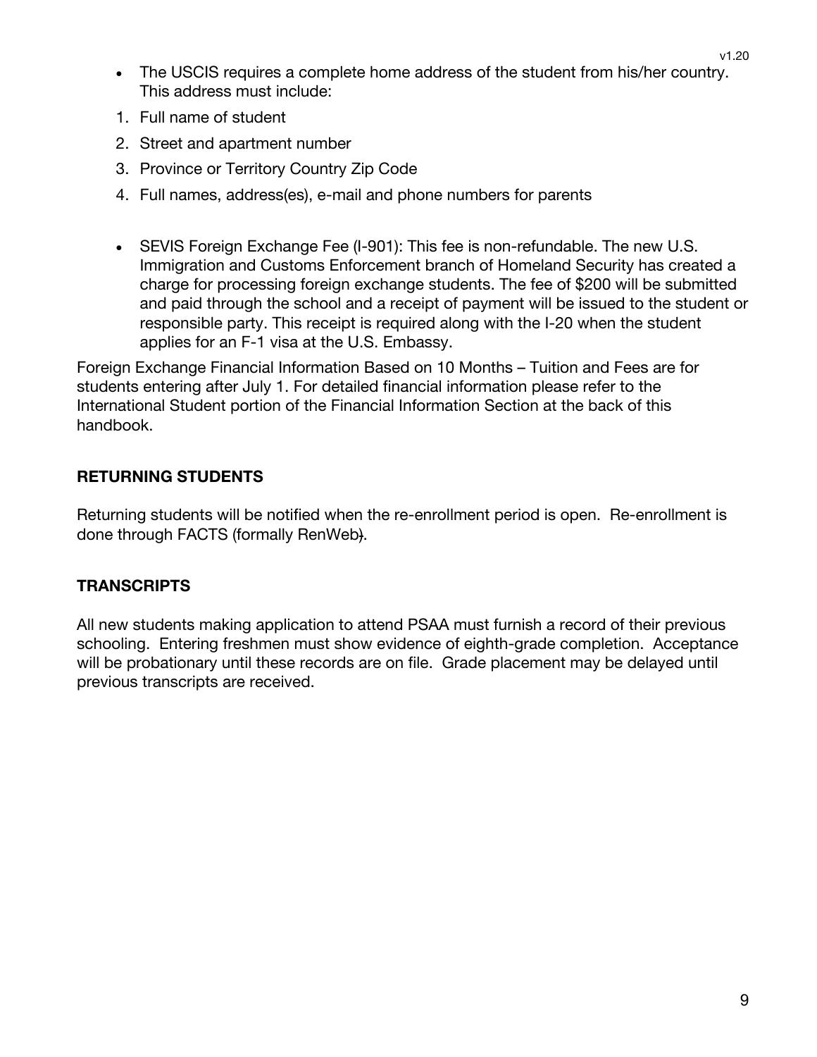- The USCIS requires a complete home address of the student from his/her country. This address must include:

1. Full name of student
2. Street and apartment number
3. Province or Territory Country Zip Code
4. Full names, address(es), e-mail and phone numbers for parents

- SEVIS Foreign Exchange Fee (I-901): This fee is non-refundable. The new U.S. Immigration and Customs Enforcement branch of Homeland Security has created a charge for processing foreign exchange students. The fee of $200 will be submitted and paid through the school and a receipt of payment will be issued to the student or responsible party. This receipt is required along with the I-20 when the student applies for an F-1 visa at the U.S. Embassy.

Foreign Exchange Financial Information Based on 10 Months – Tuition and Fees are for students entering after July 1. For detailed financial information please refer to the International Student portion of the Financial Information Section at the back of this handbook.

## RETURNING STUDENTS

Returning students will be notified when the re-enrollment period is open. Re-enrollment is done through FACTS (formally RenWeb).

## TRANSCRIPTS

All new students making application to attend PSAA must furnish a record of their previous schooling. Entering freshmen must show evidence of eighth-grade completion. Acceptance will be probationary until these records are on file. Grade placement may be delayed until previous transcripts are received.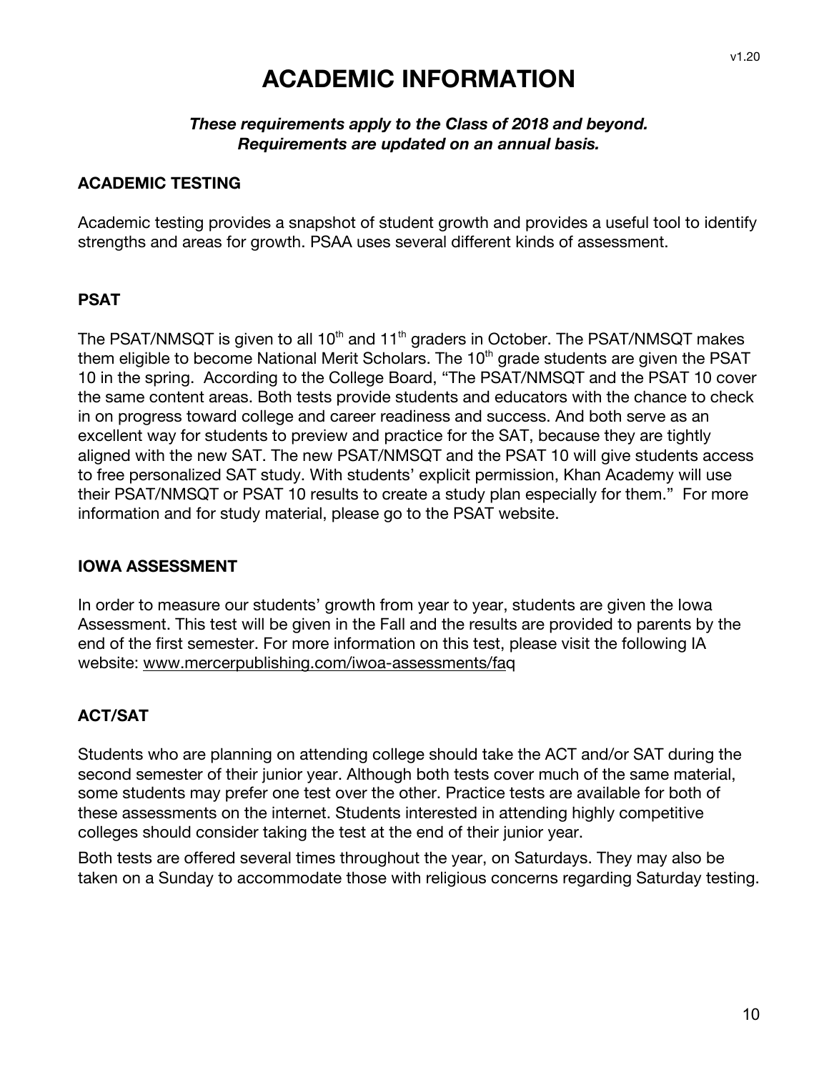# ACADEMIC INFORMATION

***These requirements apply to the Class of 2018 and beyond.***
***Requirements are updated on an annual basis.***

## ACADEMIC TESTING

Academic testing provides a snapshot of student growth and provides a useful tool to identify strengths and areas for growth. PSAA uses several different kinds of assessment.

## PSAT

The PSAT/NMSQT is given to all 10th and 11th graders in October. The PSAT/NMSQT makes them eligible to become National Merit Scholars. The 10th grade students are given the PSAT 10 in the spring. According to the College Board, "The PSAT/NMSQT and the PSAT 10 cover the same content areas. Both tests provide students and educators with the chance to check in on progress toward college and career readiness and success. And both serve as an excellent way for students to preview and practice for the SAT, because they are tightly aligned with the new SAT. The new PSAT/NMSQT and the PSAT 10 will give students access to free personalized SAT study. With students' explicit permission, Khan Academy will use their PSAT/NMSQT or PSAT 10 results to create a study plan especially for them." For more information and for study material, please go to the PSAT website.

## IOWA ASSESSMENT

In order to measure our students' growth from year to year, students are given the Iowa Assessment. This test will be given in the Fall and the results are provided to parents by the end of the first semester. For more information on this test, please visit the following IA website: www.mercerpublishing.com/iwoa-assessments/faq

## ACT/SAT

Students who are planning on attending college should take the ACT and/or SAT during the second semester of their junior year. Although both tests cover much of the same material, some students may prefer one test over the other. Practice tests are available for both of these assessments on the internet. Students interested in attending highly competitive colleges should consider taking the test at the end of their junior year.

Both tests are offered several times throughout the year, on Saturdays. They may also be taken on a Sunday to accommodate those with religious concerns regarding Saturday testing.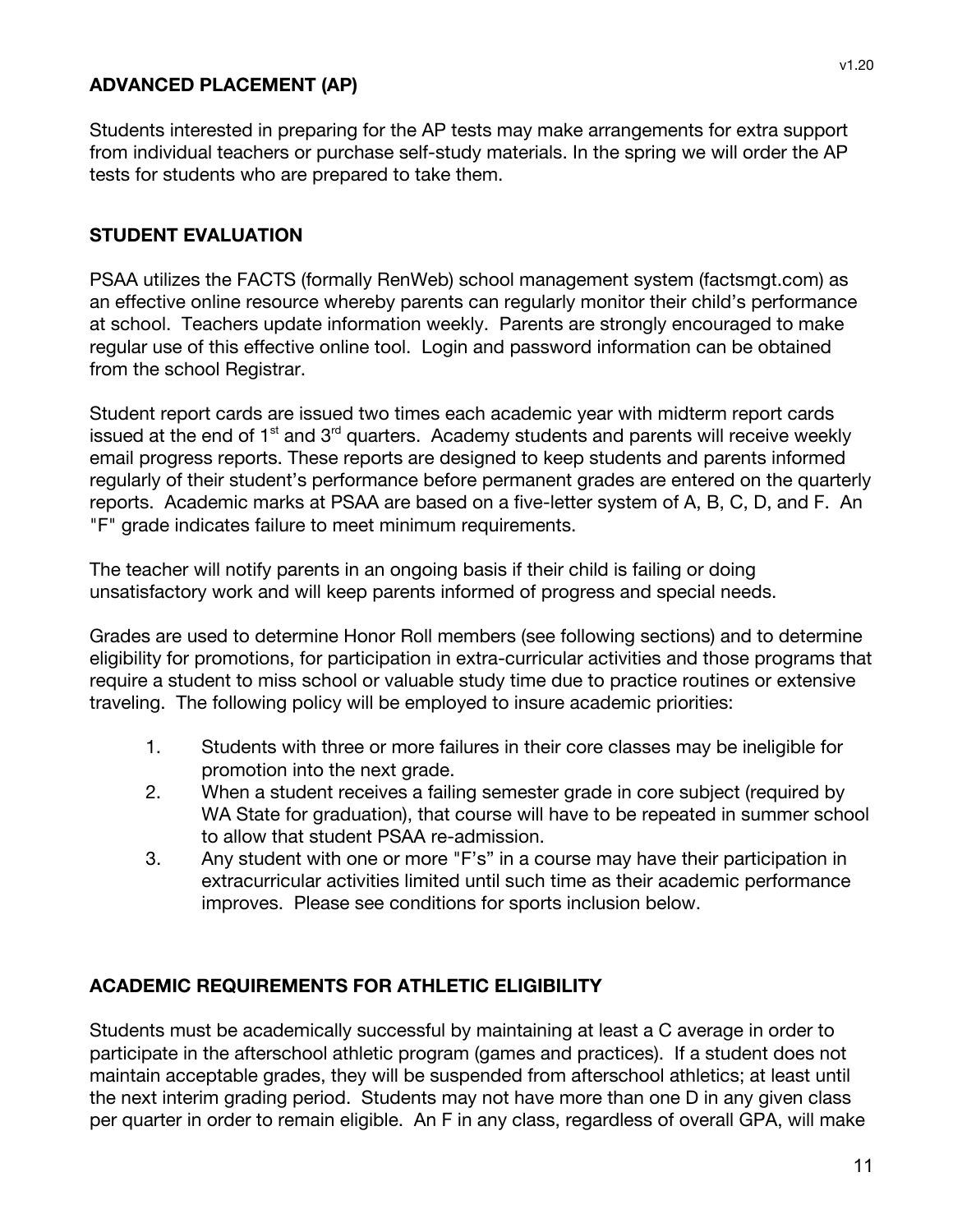## ADVANCED PLACEMENT (AP)

Students interested in preparing for the AP tests may make arrangements for extra support from individual teachers or purchase self-study materials. In the spring we will order the AP tests for students who are prepared to take them.

## STUDENT EVALUATION

PSAA utilizes the FACTS (formally RenWeb) school management system (factsmgt.com) as an effective online resource whereby parents can regularly monitor their child's performance at school. Teachers update information weekly. Parents are strongly encouraged to make regular use of this effective online tool. Login and password information can be obtained from the school Registrar.

Student report cards are issued two times each academic year with midterm report cards issued at the end of 1st and 3rd quarters. Academy students and parents will receive weekly email progress reports. These reports are designed to keep students and parents informed regularly of their student's performance before permanent grades are entered on the quarterly reports. Academic marks at PSAA are based on a five-letter system of A, B, C, D, and F. An "F" grade indicates failure to meet minimum requirements.

The teacher will notify parents in an ongoing basis if their child is failing or doing unsatisfactory work and will keep parents informed of progress and special needs.

Grades are used to determine Honor Roll members (see following sections) and to determine eligibility for promotions, for participation in extra-curricular activities and those programs that require a student to miss school or valuable study time due to practice routines or extensive traveling. The following policy will be employed to insure academic priorities:

1. Students with three or more failures in their core classes may be ineligible for promotion into the next grade.
2. When a student receives a failing semester grade in core subject (required by WA State for graduation), that course will have to be repeated in summer school to allow that student PSAA re-admission.
3. Any student with one or more "F's" in a course may have their participation in extracurricular activities limited until such time as their academic performance improves. Please see conditions for sports inclusion below.

## ACADEMIC REQUIREMENTS FOR ATHLETIC ELIGIBILITY

Students must be academically successful by maintaining at least a C average in order to participate in the afterschool athletic program (games and practices). If a student does not maintain acceptable grades, they will be suspended from afterschool athletics; at least until the next interim grading period. Students may not have more than one D in any given class per quarter in order to remain eligible. An F in any class, regardless of overall GPA, will make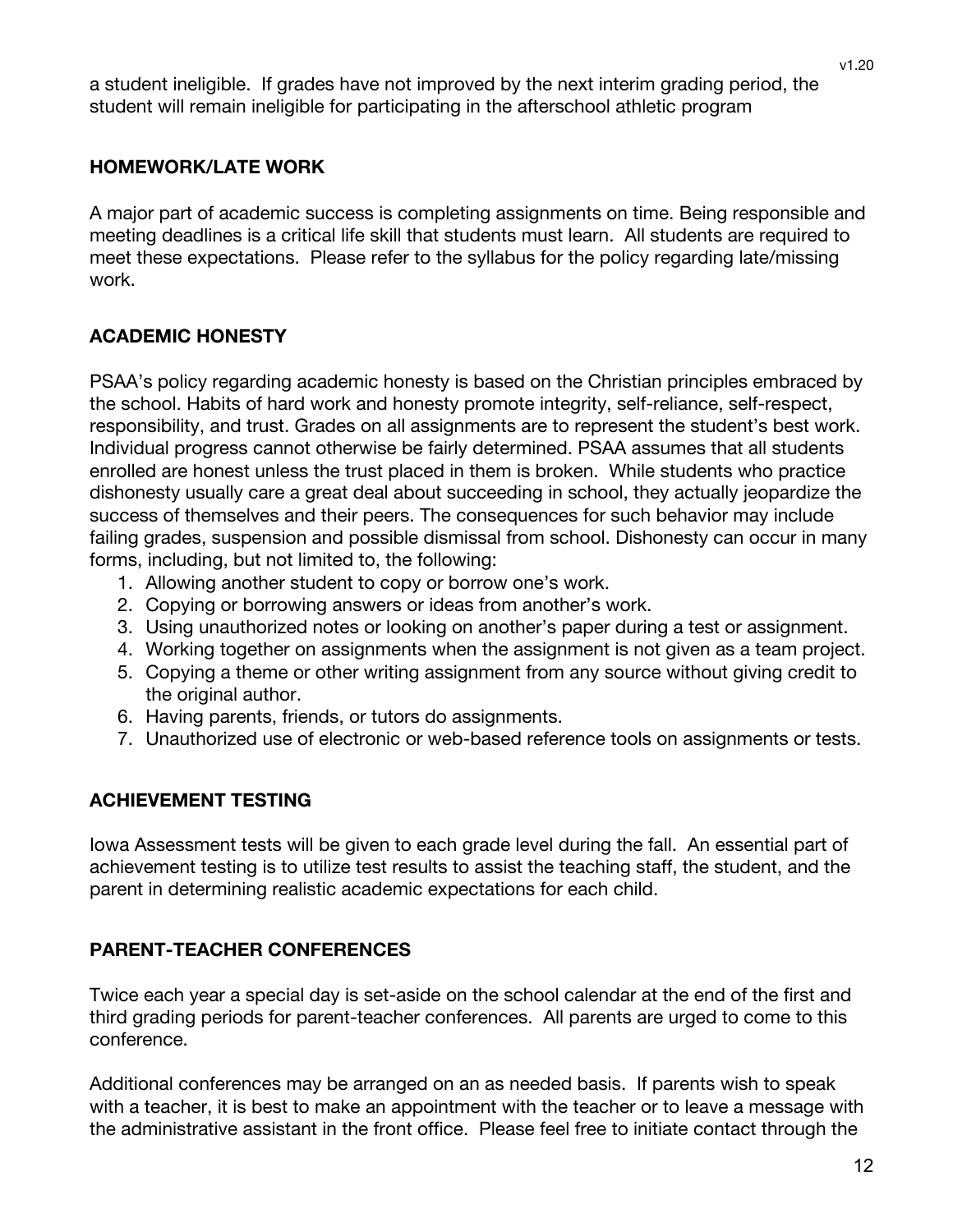a student ineligible. If grades have not improved by the next interim grading period, the student will remain ineligible for participating in the afterschool athletic program

## HOMEWORK/LATE WORK

A major part of academic success is completing assignments on time. Being responsible and meeting deadlines is a critical life skill that students must learn. All students are required to meet these expectations. Please refer to the syllabus for the policy regarding late/missing work.

## ACADEMIC HONESTY

PSAA's policy regarding academic honesty is based on the Christian principles embraced by the school. Habits of hard work and honesty promote integrity, self-reliance, self-respect, responsibility, and trust. Grades on all assignments are to represent the student's best work. Individual progress cannot otherwise be fairly determined. PSAA assumes that all students enrolled are honest unless the trust placed in them is broken. While students who practice dishonesty usually care a great deal about succeeding in school, they actually jeopardize the success of themselves and their peers. The consequences for such behavior may include failing grades, suspension and possible dismissal from school. Dishonesty can occur in many forms, including, but not limited to, the following:

1. Allowing another student to copy or borrow one's work.
2. Copying or borrowing answers or ideas from another's work.
3. Using unauthorized notes or looking on another's paper during a test or assignment.
4. Working together on assignments when the assignment is not given as a team project.
5. Copying a theme or other writing assignment from any source without giving credit to the original author.
6. Having parents, friends, or tutors do assignments.
7. Unauthorized use of electronic or web-based reference tools on assignments or tests.

## ACHIEVEMENT TESTING

Iowa Assessment tests will be given to each grade level during the fall. An essential part of achievement testing is to utilize test results to assist the teaching staff, the student, and the parent in determining realistic academic expectations for each child.

## PARENT-TEACHER CONFERENCES

Twice each year a special day is set-aside on the school calendar at the end of the first and third grading periods for parent-teacher conferences. All parents are urged to come to this conference.

Additional conferences may be arranged on an as needed basis. If parents wish to speak with a teacher, it is best to make an appointment with the teacher or to leave a message with the administrative assistant in the front office. Please feel free to initiate contact through the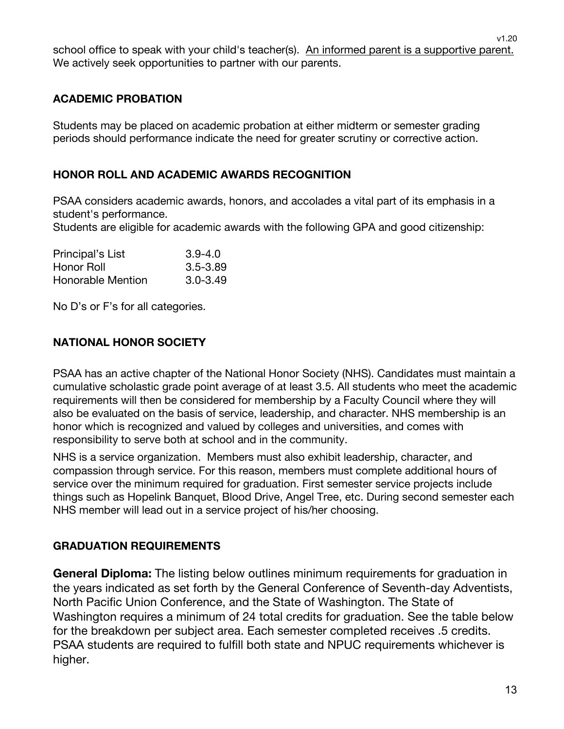school office to speak with your child's teacher(s). An informed parent is a supportive parent. We actively seek opportunities to partner with our parents.

## ACADEMIC PROBATION

Students may be placed on academic probation at either midterm or semester grading periods should performance indicate the need for greater scrutiny or corrective action.

## HONOR ROLL AND ACADEMIC AWARDS RECOGNITION

PSAA considers academic awards, honors, and accolades a vital part of its emphasis in a student's performance.
Students are eligible for academic awards with the following GPA and good citizenship:

| | |
|---|---|
| Principal's List | 3.9-4.0 |
| Honor Roll | 3.5-3.89 |
| Honorable Mention | 3.0-3.49 |

No D's or F's for all categories.

## NATIONAL HONOR SOCIETY

PSAA has an active chapter of the National Honor Society (NHS). Candidates must maintain a cumulative scholastic grade point average of at least 3.5. All students who meet the academic requirements will then be considered for membership by a Faculty Council where they will also be evaluated on the basis of service, leadership, and character. NHS membership is an honor which is recognized and valued by colleges and universities, and comes with responsibility to serve both at school and in the community.

NHS is a service organization. Members must also exhibit leadership, character, and compassion through service. For this reason, members must complete additional hours of service over the minimum required for graduation. First semester service projects include things such as Hopelink Banquet, Blood Drive, Angel Tree, etc. During second semester each NHS member will lead out in a service project of his/her choosing.

## GRADUATION REQUIREMENTS

**General Diploma:** The listing below outlines minimum requirements for graduation in the years indicated as set forth by the General Conference of Seventh-day Adventists, North Pacific Union Conference, and the State of Washington. The State of Washington requires a minimum of 24 total credits for graduation. See the table below for the breakdown per subject area. Each semester completed receives .5 credits. PSAA students are required to fulfill both state and NPUC requirements whichever is higher.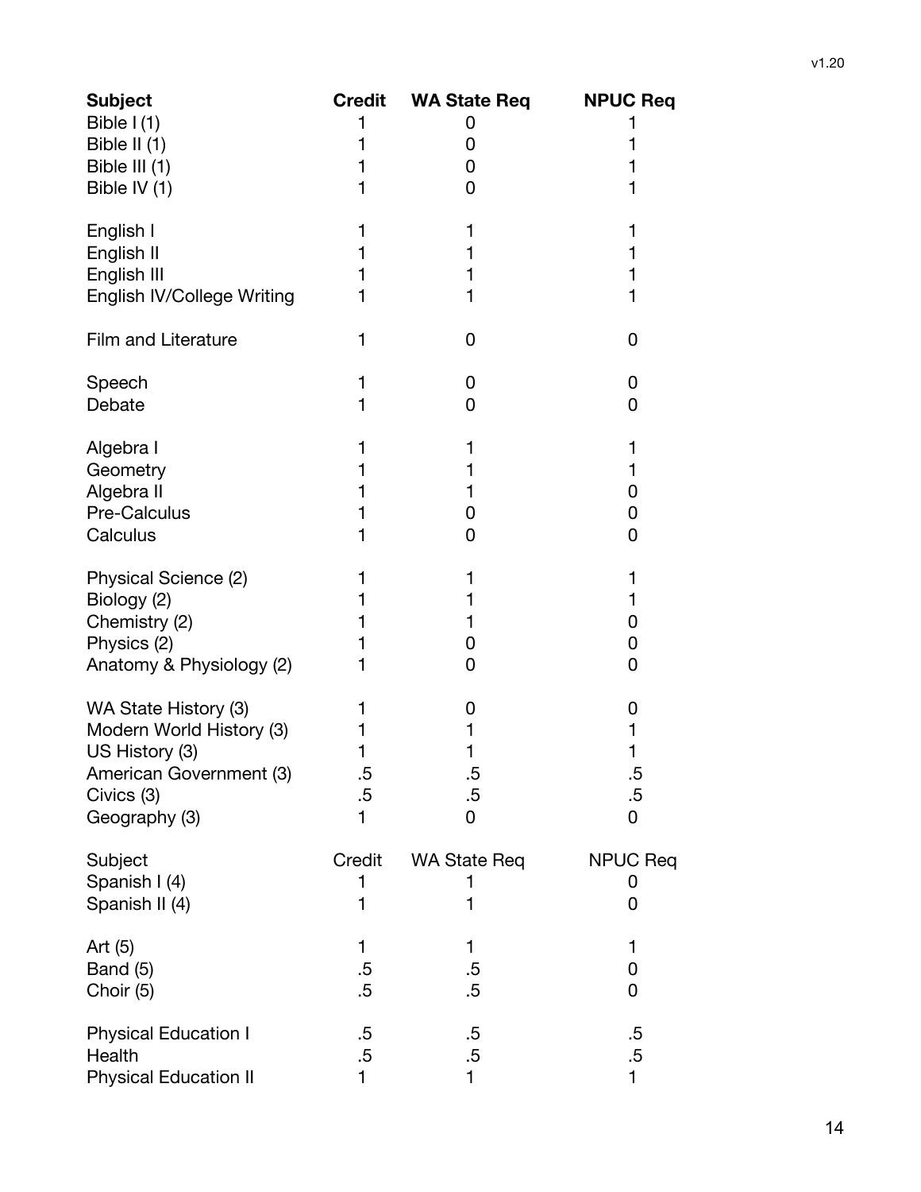| **Subject** | **Credit** | **WA State Req** | **NPUC Req** |
|---|---|---|---|
| Bible I (1) | 1 | 0 | 1 |
| Bible II (1) | 1 | 0 | 1 |
| Bible III (1) | 1 | 0 | 1 |
| Bible IV (1) | 1 | 0 | 1 |
| | | | |
| English I | 1 | 1 | 1 |
| English II | 1 | 1 | 1 |
| English III | 1 | 1 | 1 |
| English IV/College Writing | 1 | 1 | 1 |
| | | | |
| Film and Literature | 1 | 0 | 0 |
| | | | |
| Speech | 1 | 0 | 0 |
| Debate | 1 | 0 | 0 |
| | | | |
| Algebra I | 1 | 1 | 1 |
| Geometry | 1 | 1 | 1 |
| Algebra II | 1 | 1 | 0 |
| Pre-Calculus | 1 | 0 | 0 |
| Calculus | 1 | 0 | 0 |
| | | | |
| Physical Science (2) | 1 | 1 | 1 |
| Biology (2) | 1 | 1 | 1 |
| Chemistry (2) | 1 | 1 | 0 |
| Physics (2) | 1 | 0 | 0 |
| Anatomy & Physiology (2) | 1 | 0 | 0 |
| | | | |
| WA State History (3) | 1 | 0 | 0 |
| Modern World History (3) | 1 | 1 | 1 |
| US History (3) | 1 | 1 | 1 |
| American Government (3) | .5 | .5 | .5 |
| Civics (3) | .5 | .5 | .5 |
| Geography (3) | 1 | 0 | 0 |

| Subject | Credit | WA State Req | NPUC Req |
|---|---|---|---|
| Spanish I (4) | 1 | 1 | 0 |
| Spanish II (4) | 1 | 1 | 0 |
| | | | |
| Art (5) | 1 | 1 | 1 |
| Band (5) | .5 | .5 | 0 |
| Choir (5) | .5 | .5 | 0 |
| | | | |
| Physical Education I | .5 | .5 | .5 |
| Health | .5 | .5 | .5 |
| Physical Education II | 1 | 1 | 1 |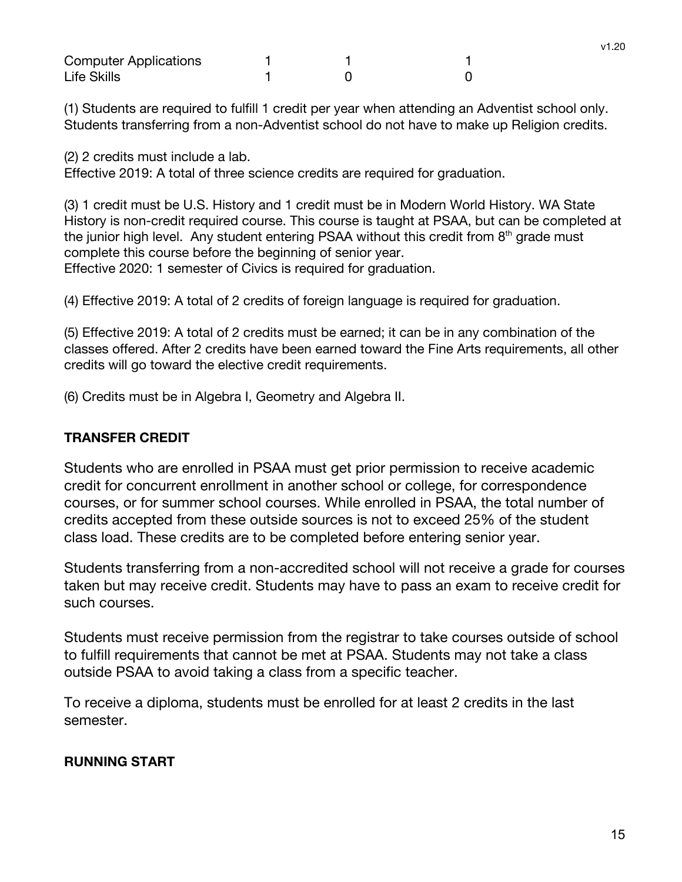| | | | |
|---|---|---|---|
| Computer Applications | 1 | 1 | 1 |
| Life Skills | 1 | 0 | 0 |

(1) Students are required to fulfill 1 credit per year when attending an Adventist school only. Students transferring from a non-Adventist school do not have to make up Religion credits.

(2) 2 credits must include a lab.
Effective 2019: A total of three science credits are required for graduation.

(3) 1 credit must be U.S. History and 1 credit must be in Modern World History. WA State History is non-credit required course. This course is taught at PSAA, but can be completed at the junior high level. Any student entering PSAA without this credit from 8th grade must complete this course before the beginning of senior year.
Effective 2020: 1 semester of Civics is required for graduation.

(4) Effective 2019: A total of 2 credits of foreign language is required for graduation.

(5) Effective 2019: A total of 2 credits must be earned; it can be in any combination of the classes offered. After 2 credits have been earned toward the Fine Arts requirements, all other credits will go toward the elective credit requirements.

(6) Credits must be in Algebra I, Geometry and Algebra II.

**TRANSFER CREDIT**

Students who are enrolled in PSAA must get prior permission to receive academic credit for concurrent enrollment in another school or college, for correspondence courses, or for summer school courses. While enrolled in PSAA, the total number of credits accepted from these outside sources is not to exceed 25% of the student class load. These credits are to be completed before entering senior year.

Students transferring from a non-accredited school will not receive a grade for courses taken but may receive credit. Students may have to pass an exam to receive credit for such courses.

Students must receive permission from the registrar to take courses outside of school to fulfill requirements that cannot be met at PSAA. Students may not take a class outside PSAA to avoid taking a class from a specific teacher.

To receive a diploma, students must be enrolled for at least 2 credits in the last semester.

**RUNNING START**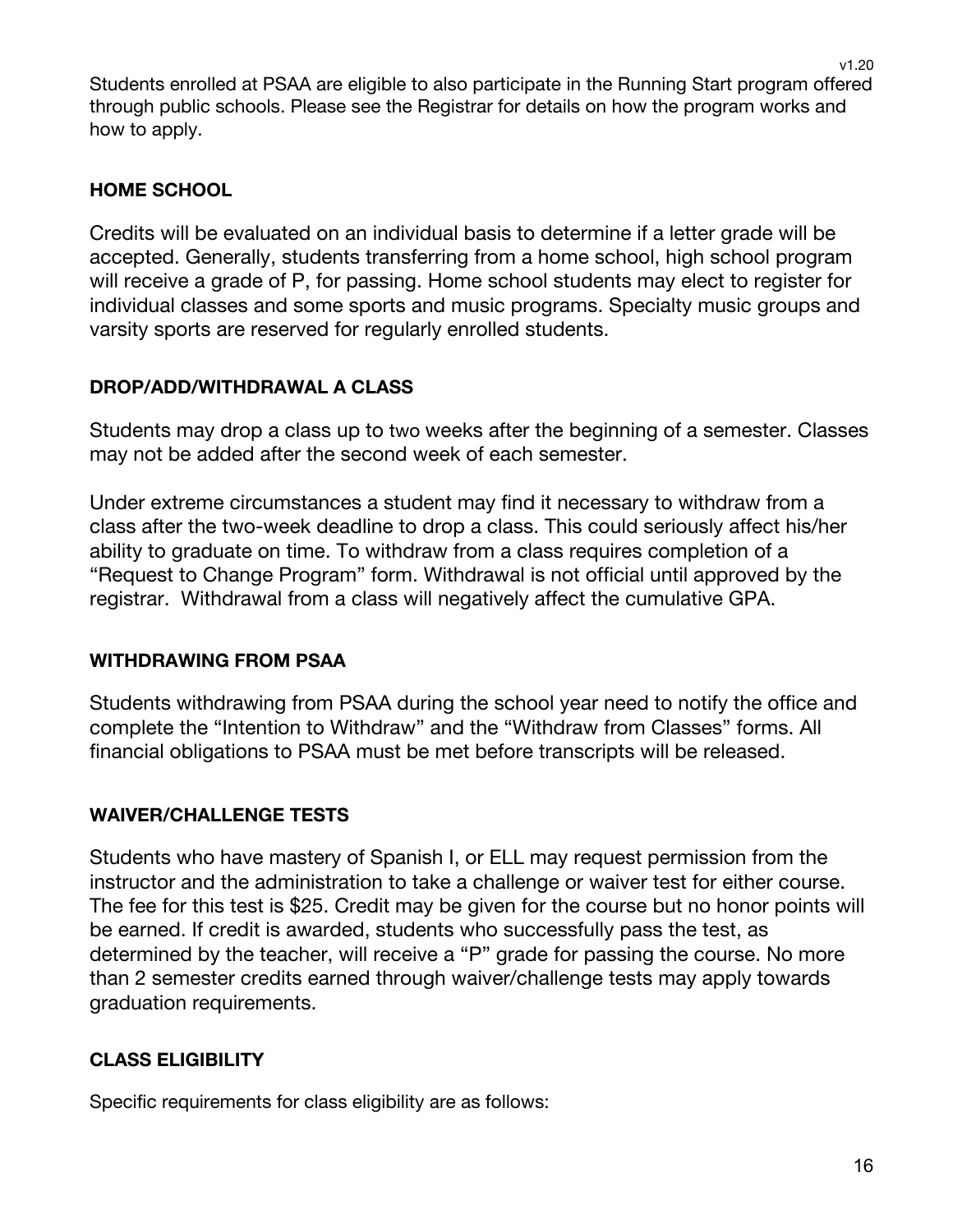Students enrolled at PSAA are eligible to also participate in the Running Start program offered through public schools. Please see the Registrar for details on how the program works and how to apply.

### HOME SCHOOL

Credits will be evaluated on an individual basis to determine if a letter grade will be accepted. Generally, students transferring from a home school, high school program will receive a grade of P, for passing. Home school students may elect to register for individual classes and some sports and music programs. Specialty music groups and varsity sports are reserved for regularly enrolled students.

### DROP/ADD/WITHDRAWAL A CLASS

Students may drop a class up to two weeks after the beginning of a semester. Classes may not be added after the second week of each semester.

Under extreme circumstances a student may find it necessary to withdraw from a class after the two-week deadline to drop a class. This could seriously affect his/her ability to graduate on time. To withdraw from a class requires completion of a "Request to Change Program" form. Withdrawal is not official until approved by the registrar. Withdrawal from a class will negatively affect the cumulative GPA.

### WITHDRAWING FROM PSAA

Students withdrawing from PSAA during the school year need to notify the office and complete the "Intention to Withdraw" and the "Withdraw from Classes" forms. All financial obligations to PSAA must be met before transcripts will be released.

### WAIVER/CHALLENGE TESTS

Students who have mastery of Spanish I, or ELL may request permission from the instructor and the administration to take a challenge or waiver test for either course. The fee for this test is $25. Credit may be given for the course but no honor points will be earned. If credit is awarded, students who successfully pass the test, as determined by the teacher, will receive a "P" grade for passing the course. No more than 2 semester credits earned through waiver/challenge tests may apply towards graduation requirements.

### CLASS ELIGIBILITY

Specific requirements for class eligibility are as follows: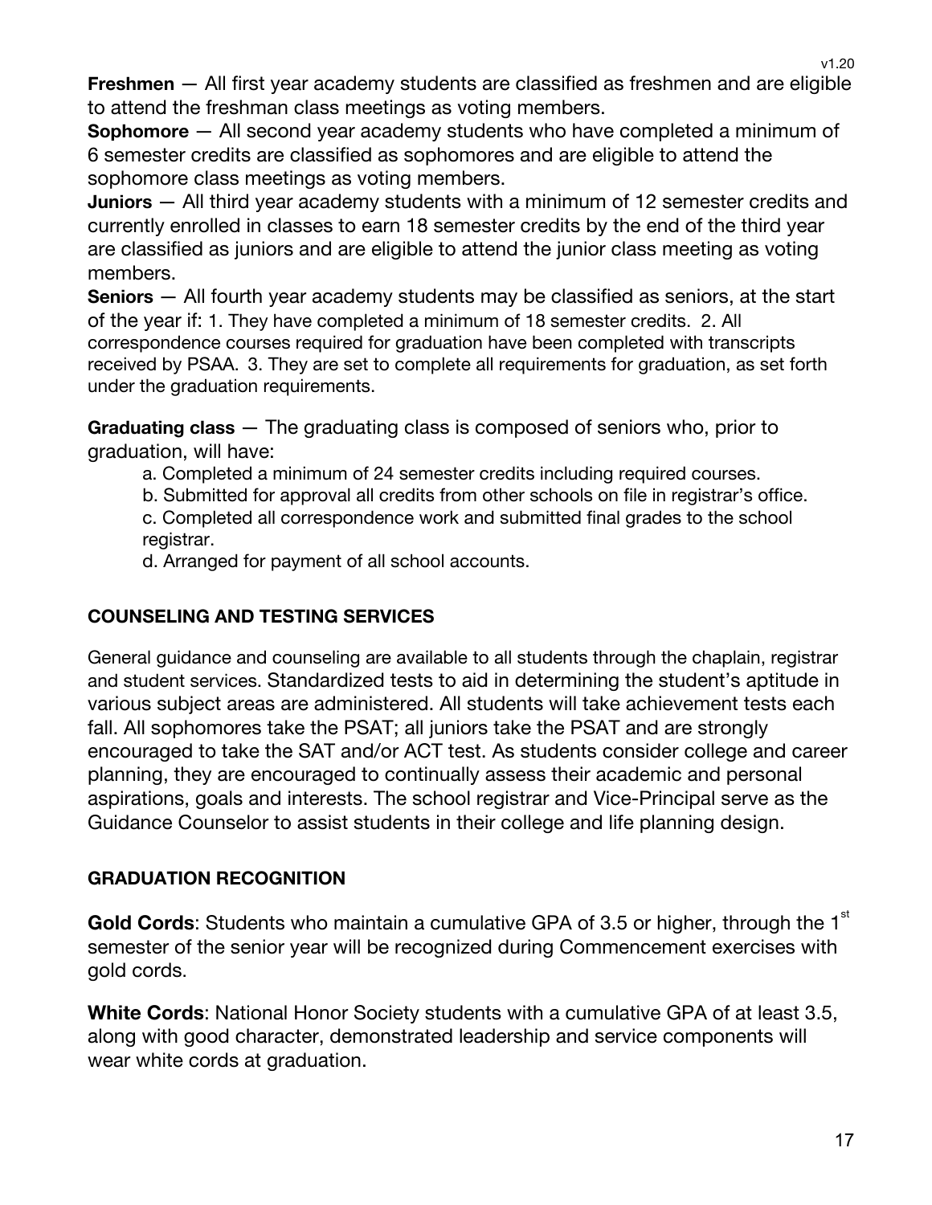**Freshmen** — All first year academy students are classified as freshmen and are eligible to attend the freshman class meetings as voting members.

**Sophomore** — All second year academy students who have completed a minimum of 6 semester credits are classified as sophomores and are eligible to attend the sophomore class meetings as voting members.

**Juniors** — All third year academy students with a minimum of 12 semester credits and currently enrolled in classes to earn 18 semester credits by the end of the third year are classified as juniors and are eligible to attend the junior class meeting as voting members.

**Seniors** — All fourth year academy students may be classified as seniors, at the start of the year if: 1. They have completed a minimum of 18 semester credits. 2. All correspondence courses required for graduation have been completed with transcripts received by PSAA. 3. They are set to complete all requirements for graduation, as set forth under the graduation requirements.

**Graduating class** — The graduating class is composed of seniors who, prior to graduation, will have:

a. Completed a minimum of 24 semester credits including required courses.
b. Submitted for approval all credits from other schools on file in registrar's office.
c. Completed all correspondence work and submitted final grades to the school registrar.
d. Arranged for payment of all school accounts.

## COUNSELING AND TESTING SERVICES

General guidance and counseling are available to all students through the chaplain, registrar and student services. Standardized tests to aid in determining the student's aptitude in various subject areas are administered. All students will take achievement tests each fall. All sophomores take the PSAT; all juniors take the PSAT and are strongly encouraged to take the SAT and/or ACT test. As students consider college and career planning, they are encouraged to continually assess their academic and personal aspirations, goals and interests. The school registrar and Vice-Principal serve as the Guidance Counselor to assist students in their college and life planning design.

## GRADUATION RECOGNITION

**Gold Cords**: Students who maintain a cumulative GPA of 3.5 or higher, through the 1st semester of the senior year will be recognized during Commencement exercises with gold cords.

**White Cords**: National Honor Society students with a cumulative GPA of at least 3.5, along with good character, demonstrated leadership and service components will wear white cords at graduation.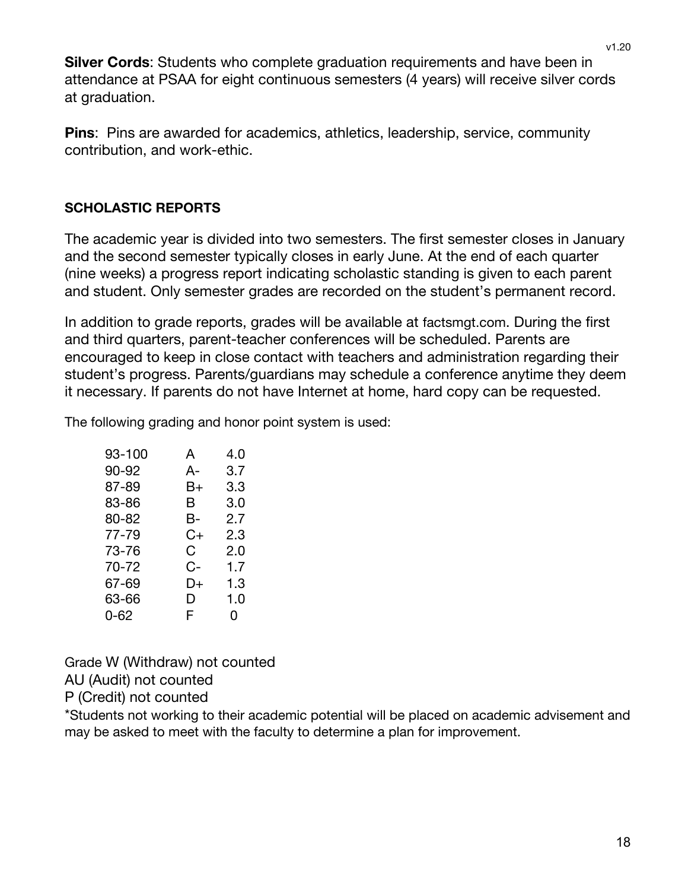**Silver Cords**: Students who complete graduation requirements and have been in attendance at PSAA for eight continuous semesters (4 years) will receive silver cords at graduation.

**Pins**: Pins are awarded for academics, athletics, leadership, service, community contribution, and work-ethic.

## SCHOLASTIC REPORTS

The academic year is divided into two semesters. The first semester closes in January and the second semester typically closes in early June. At the end of each quarter (nine weeks) a progress report indicating scholastic standing is given to each parent and student. Only semester grades are recorded on the student's permanent record.

In addition to grade reports, grades will be available at factsmgt.com. During the first and third quarters, parent-teacher conferences will be scheduled. Parents are encouraged to keep in close contact with teachers and administration regarding their student's progress. Parents/guardians may schedule a conference anytime they deem it necessary. If parents do not have Internet at home, hard copy can be requested.

The following grading and honor point system is used:

| Score | Grade | Points |
|---|---|---|
| 93-100 | A | 4.0 |
| 90-92 | A- | 3.7 |
| 87-89 | B+ | 3.3 |
| 83-86 | B | 3.0 |
| 80-82 | B- | 2.7 |
| 77-79 | C+ | 2.3 |
| 73-76 | C | 2.0 |
| 70-72 | C- | 1.7 |
| 67-69 | D+ | 1.3 |
| 63-66 | D | 1.0 |
| 0-62 | F | 0 |

Grade W (Withdraw) not counted
AU (Audit) not counted
P (Credit) not counted

*Students not working to their academic potential will be placed on academic advisement and may be asked to meet with the faculty to determine a plan for improvement.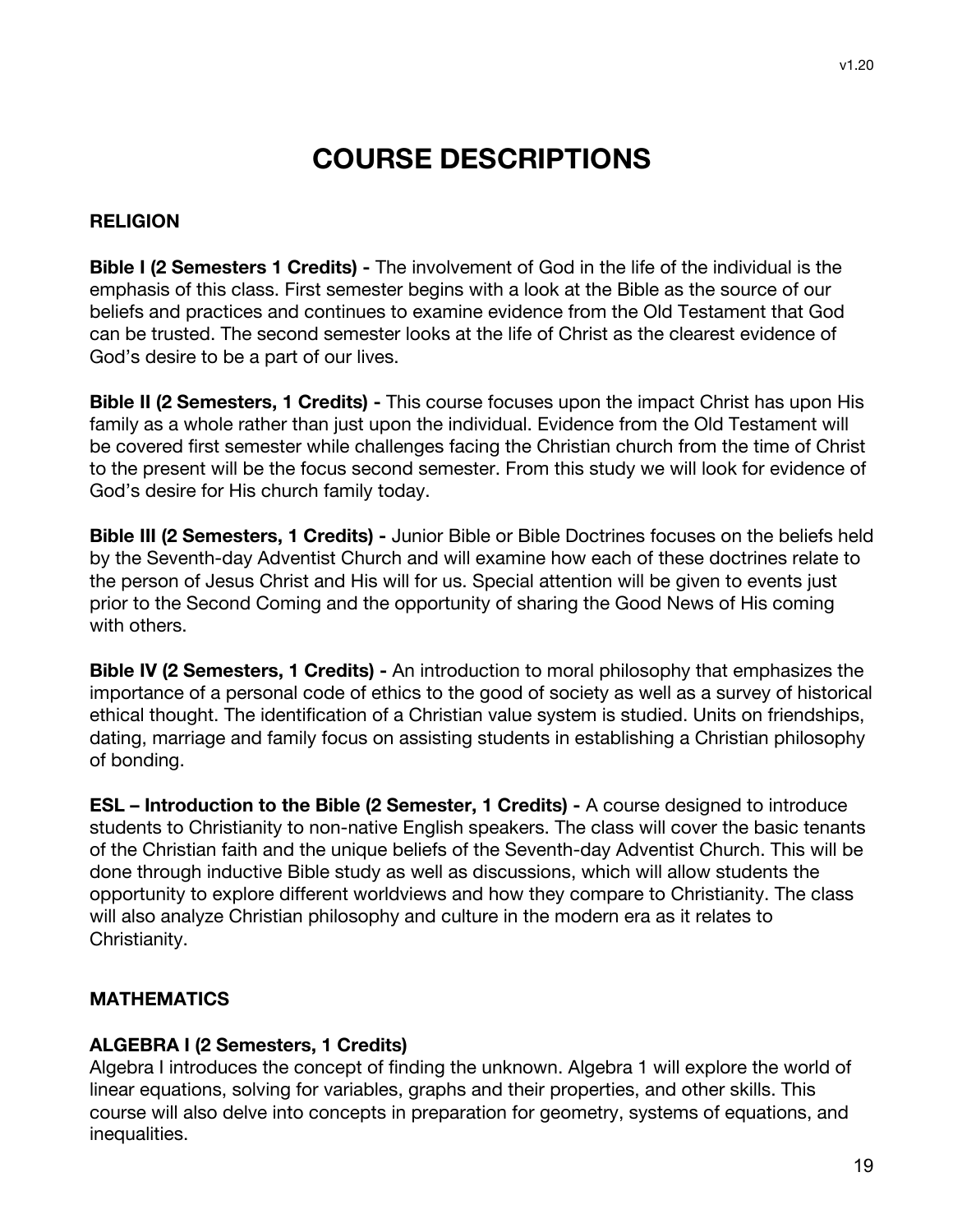# COURSE DESCRIPTIONS

## RELIGION

**Bible I (2 Semesters 1 Credits) -** The involvement of God in the life of the individual is the emphasis of this class. First semester begins with a look at the Bible as the source of our beliefs and practices and continues to examine evidence from the Old Testament that God can be trusted. The second semester looks at the life of Christ as the clearest evidence of God's desire to be a part of our lives.

**Bible II (2 Semesters, 1 Credits) -** This course focuses upon the impact Christ has upon His family as a whole rather than just upon the individual. Evidence from the Old Testament will be covered first semester while challenges facing the Christian church from the time of Christ to the present will be the focus second semester. From this study we will look for evidence of God's desire for His church family today.

**Bible III (2 Semesters, 1 Credits) -** Junior Bible or Bible Doctrines focuses on the beliefs held by the Seventh-day Adventist Church and will examine how each of these doctrines relate to the person of Jesus Christ and His will for us. Special attention will be given to events just prior to the Second Coming and the opportunity of sharing the Good News of His coming with others.

**Bible IV (2 Semesters, 1 Credits) -** An introduction to moral philosophy that emphasizes the importance of a personal code of ethics to the good of society as well as a survey of historical ethical thought. The identification of a Christian value system is studied. Units on friendships, dating, marriage and family focus on assisting students in establishing a Christian philosophy of bonding.

**ESL – Introduction to the Bible (2 Semester, 1 Credits) -** A course designed to introduce students to Christianity to non-native English speakers. The class will cover the basic tenants of the Christian faith and the unique beliefs of the Seventh-day Adventist Church. This will be done through inductive Bible study as well as discussions, which will allow students the opportunity to explore different worldviews and how they compare to Christianity. The class will also analyze Christian philosophy and culture in the modern era as it relates to Christianity.

## MATHEMATICS

**ALGEBRA I (2 Semesters, 1 Credits)**

Algebra I introduces the concept of finding the unknown. Algebra 1 will explore the world of linear equations, solving for variables, graphs and their properties, and other skills. This course will also delve into concepts in preparation for geometry, systems of equations, and inequalities.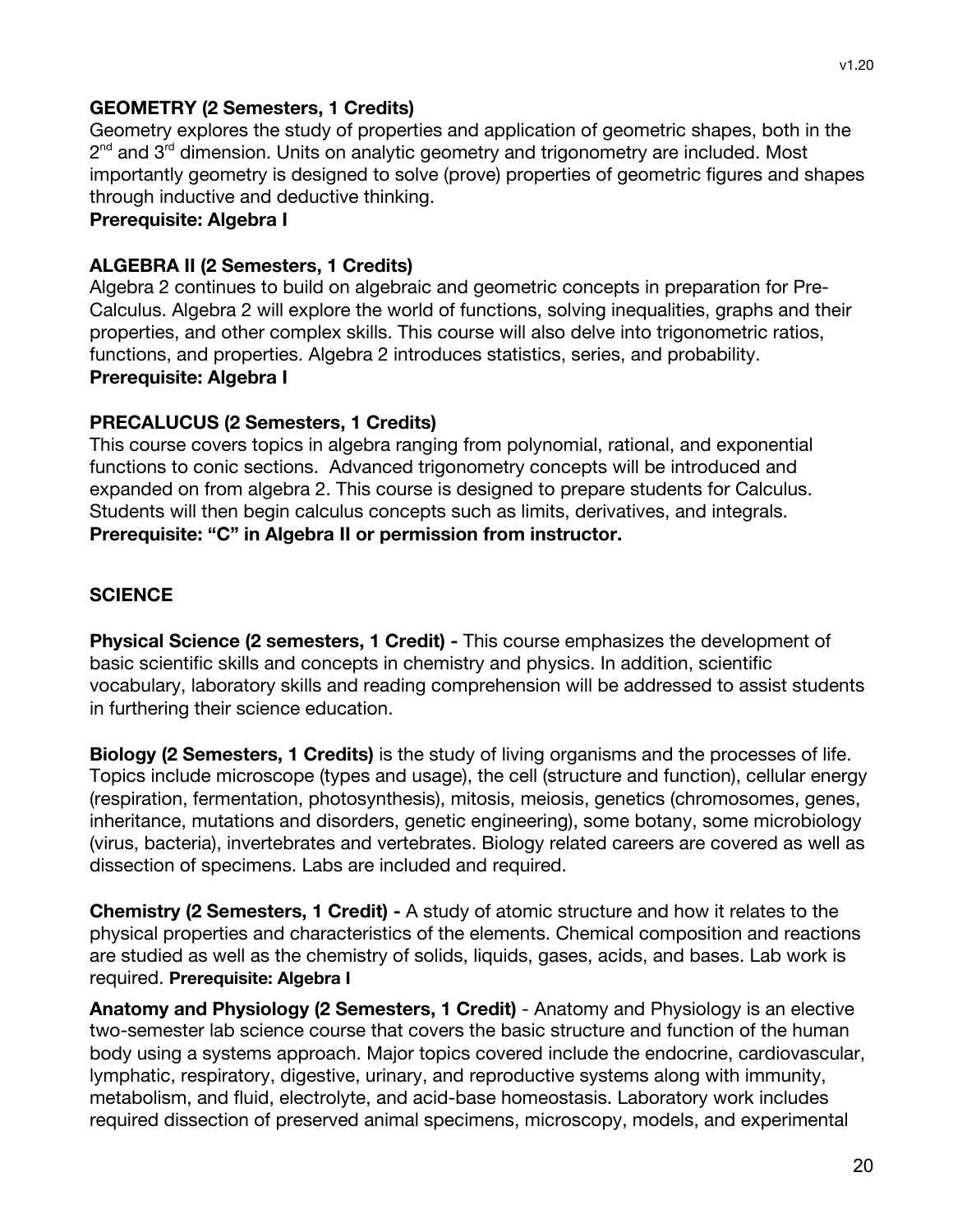**GEOMETRY (2 Semesters, 1 Credits)**
Geometry explores the study of properties and application of geometric shapes, both in the $2^{nd}$ and $3^{rd}$ dimension. Units on analytic geometry and trigonometry are included. Most importantly geometry is designed to solve (prove) properties of geometric figures and shapes through inductive and deductive thinking.
**Prerequisite: Algebra I**

**ALGEBRA II (2 Semesters, 1 Credits)**
Algebra 2 continues to build on algebraic and geometric concepts in preparation for Pre-Calculus. Algebra 2 will explore the world of functions, solving inequalities, graphs and their properties, and other complex skills. This course will also delve into trigonometric ratios, functions, and properties. Algebra 2 introduces statistics, series, and probability.
**Prerequisite: Algebra I**

**PRECALUCUS (2 Semesters, 1 Credits)**
This course covers topics in algebra ranging from polynomial, rational, and exponential functions to conic sections. Advanced trigonometry concepts will be introduced and expanded on from algebra 2. This course is designed to prepare students for Calculus. Students will then begin calculus concepts such as limits, derivatives, and integrals.
**Prerequisite: "C" in Algebra II or permission from instructor.**

## SCIENCE

**Physical Science (2 semesters, 1 Credit) -** This course emphasizes the development of basic scientific skills and concepts in chemistry and physics. In addition, scientific vocabulary, laboratory skills and reading comprehension will be addressed to assist students in furthering their science education.

**Biology (2 Semesters, 1 Credits)** is the study of living organisms and the processes of life. Topics include microscope (types and usage), the cell (structure and function), cellular energy (respiration, fermentation, photosynthesis), mitosis, meiosis, genetics (chromosomes, genes, inheritance, mutations and disorders, genetic engineering), some botany, some microbiology (virus, bacteria), invertebrates and vertebrates. Biology related careers are covered as well as dissection of specimens. Labs are included and required.

**Chemistry (2 Semesters, 1 Credit) -** A study of atomic structure and how it relates to the physical properties and characteristics of the elements. Chemical composition and reactions are studied as well as the chemistry of solids, liquids, gases, acids, and bases. Lab work is required. **Prerequisite: Algebra I**

**Anatomy and Physiology (2 Semesters, 1 Credit)** - Anatomy and Physiology is an elective two-semester lab science course that covers the basic structure and function of the human body using a systems approach. Major topics covered include the endocrine, cardiovascular, lymphatic, respiratory, digestive, urinary, and reproductive systems along with immunity, metabolism, and fluid, electrolyte, and acid-base homeostasis. Laboratory work includes required dissection of preserved animal specimens, microscopy, models, and experimental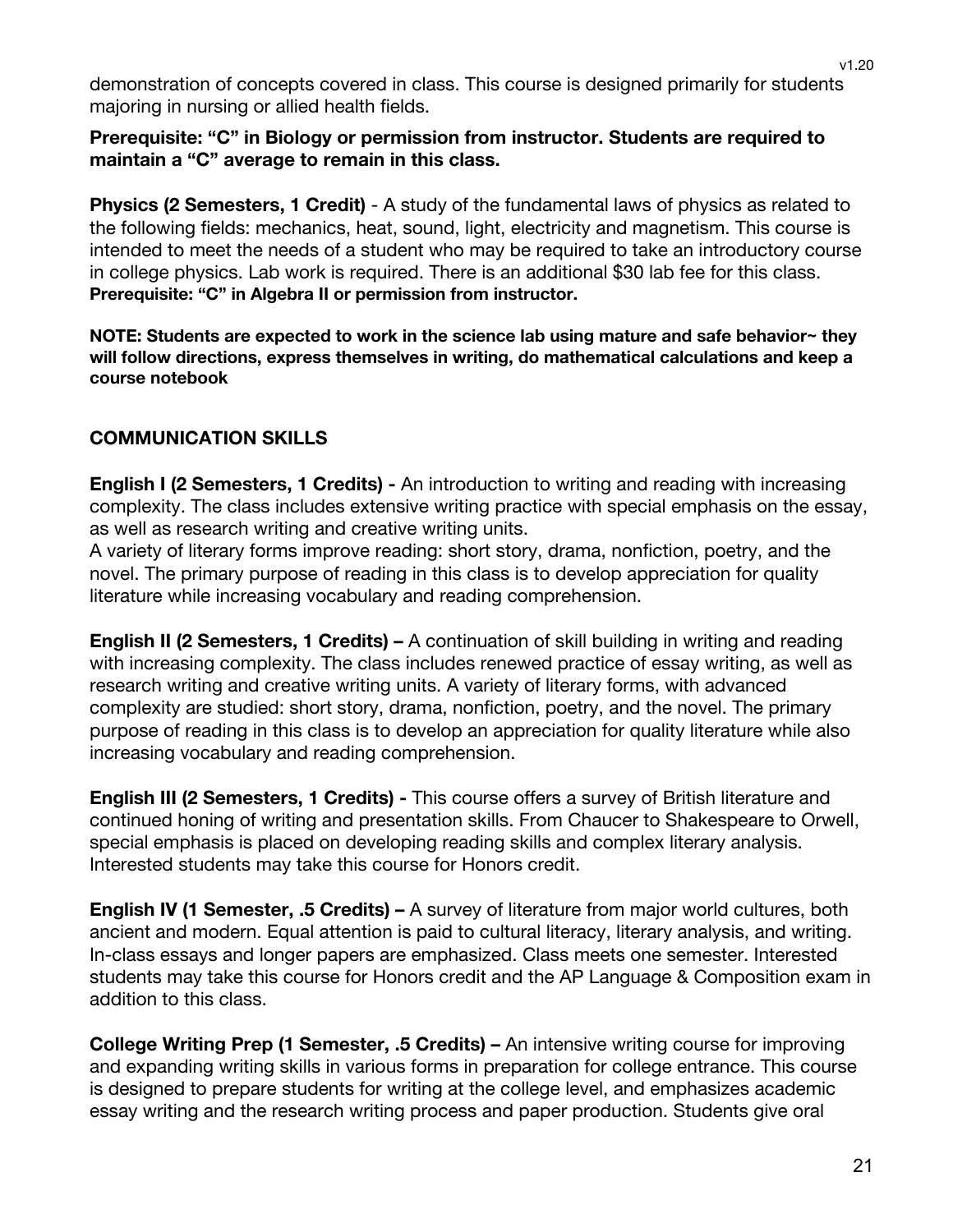demonstration of concepts covered in class. This course is designed primarily for students majoring in nursing or allied health fields.

**Prerequisite: "C" in Biology or permission from instructor. Students are required to maintain a "C" average to remain in this class.**

**Physics (2 Semesters, 1 Credit)** - A study of the fundamental laws of physics as related to the following fields: mechanics, heat, sound, light, electricity and magnetism. This course is intended to meet the needs of a student who may be required to take an introductory course in college physics. Lab work is required. There is an additional $30 lab fee for this class. **Prerequisite: "C" in Algebra II or permission from instructor.**

**NOTE: Students are expected to work in the science lab using mature and safe behavior~ they will follow directions, express themselves in writing, do mathematical calculations and keep a course notebook**

## COMMUNICATION SKILLS

**English I (2 Semesters, 1 Credits) -** An introduction to writing and reading with increasing complexity. The class includes extensive writing practice with special emphasis on the essay, as well as research writing and creative writing units.
A variety of literary forms improve reading: short story, drama, nonfiction, poetry, and the novel. The primary purpose of reading in this class is to develop appreciation for quality literature while increasing vocabulary and reading comprehension.

**English II (2 Semesters, 1 Credits) –** A continuation of skill building in writing and reading with increasing complexity. The class includes renewed practice of essay writing, as well as research writing and creative writing units. A variety of literary forms, with advanced complexity are studied: short story, drama, nonfiction, poetry, and the novel. The primary purpose of reading in this class is to develop an appreciation for quality literature while also increasing vocabulary and reading comprehension.

**English III (2 Semesters, 1 Credits) -** This course offers a survey of British literature and continued honing of writing and presentation skills. From Chaucer to Shakespeare to Orwell, special emphasis is placed on developing reading skills and complex literary analysis. Interested students may take this course for Honors credit.

**English IV (1 Semester, .5 Credits) –** A survey of literature from major world cultures, both ancient and modern. Equal attention is paid to cultural literacy, literary analysis, and writing. In-class essays and longer papers are emphasized. Class meets one semester. Interested students may take this course for Honors credit and the AP Language & Composition exam in addition to this class.

**College Writing Prep (1 Semester, .5 Credits) –** An intensive writing course for improving and expanding writing skills in various forms in preparation for college entrance. This course is designed to prepare students for writing at the college level, and emphasizes academic essay writing and the research writing process and paper production. Students give oral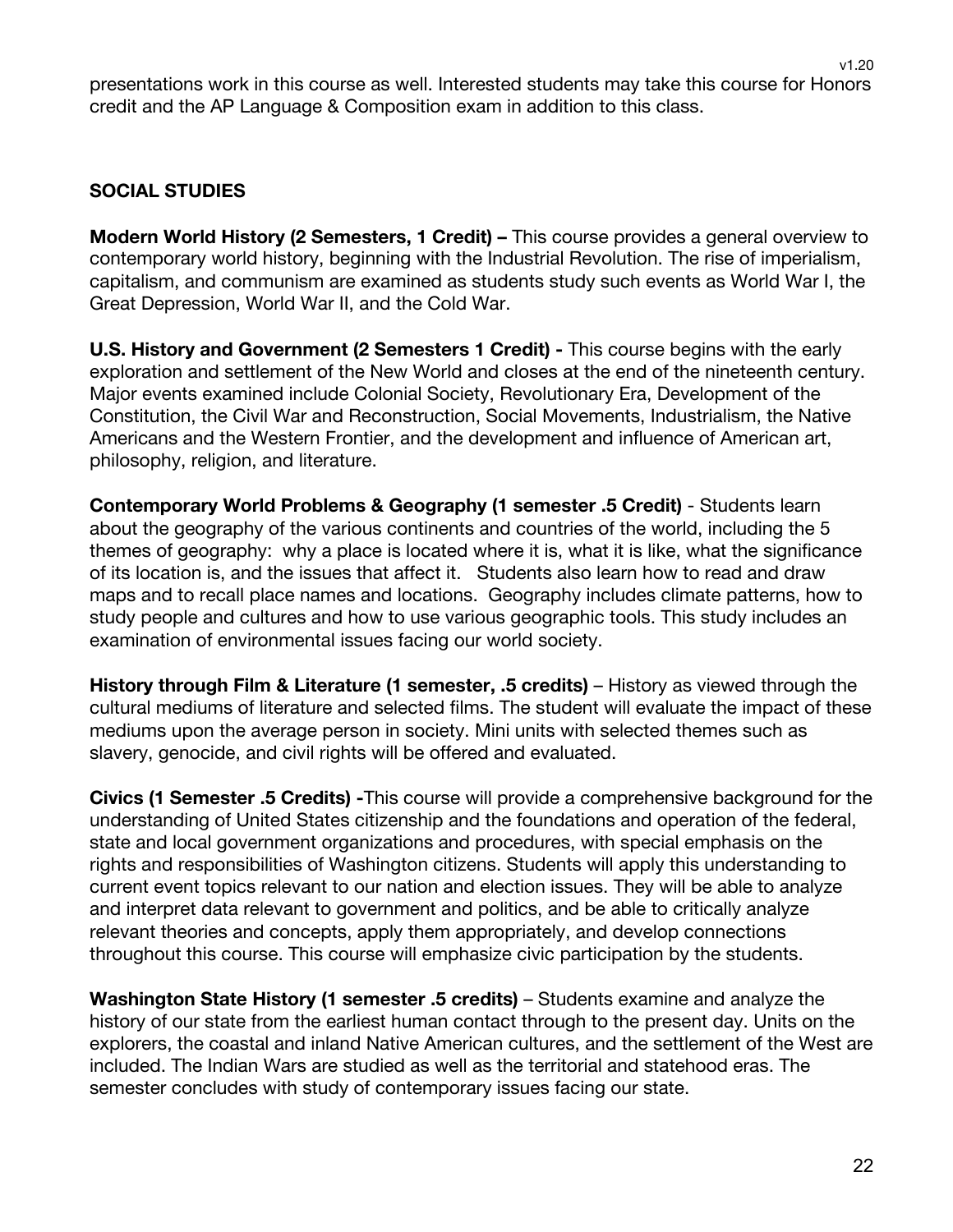presentations work in this course as well. Interested students may take this course for Honors credit and the AP Language & Composition exam in addition to this class.

## SOCIAL STUDIES

**Modern World History (2 Semesters, 1 Credit) –** This course provides a general overview to contemporary world history, beginning with the Industrial Revolution. The rise of imperialism, capitalism, and communism are examined as students study such events as World War I, the Great Depression, World War II, and the Cold War.

**U.S. History and Government (2 Semesters 1 Credit) -** This course begins with the early exploration and settlement of the New World and closes at the end of the nineteenth century. Major events examined include Colonial Society, Revolutionary Era, Development of the Constitution, the Civil War and Reconstruction, Social Movements, Industrialism, the Native Americans and the Western Frontier, and the development and influence of American art, philosophy, religion, and literature.

**Contemporary World Problems & Geography (1 semester .5 Credit)** - Students learn about the geography of the various continents and countries of the world, including the 5 themes of geography: why a place is located where it is, what it is like, what the significance of its location is, and the issues that affect it. Students also learn how to read and draw maps and to recall place names and locations. Geography includes climate patterns, how to study people and cultures and how to use various geographic tools. This study includes an examination of environmental issues facing our world society.

**History through Film & Literature (1 semester, .5 credits)** – History as viewed through the cultural mediums of literature and selected films. The student will evaluate the impact of these mediums upon the average person in society. Mini units with selected themes such as slavery, genocide, and civil rights will be offered and evaluated.

**Civics (1 Semester .5 Credits) -**This course will provide a comprehensive background for the understanding of United States citizenship and the foundations and operation of the federal, state and local government organizations and procedures, with special emphasis on the rights and responsibilities of Washington citizens. Students will apply this understanding to current event topics relevant to our nation and election issues. They will be able to analyze and interpret data relevant to government and politics, and be able to critically analyze relevant theories and concepts, apply them appropriately, and develop connections throughout this course. This course will emphasize civic participation by the students.

**Washington State History (1 semester .5 credits)** – Students examine and analyze the history of our state from the earliest human contact through to the present day. Units on the explorers, the coastal and inland Native American cultures, and the settlement of the West are included. The Indian Wars are studied as well as the territorial and statehood eras. The semester concludes with study of contemporary issues facing our state.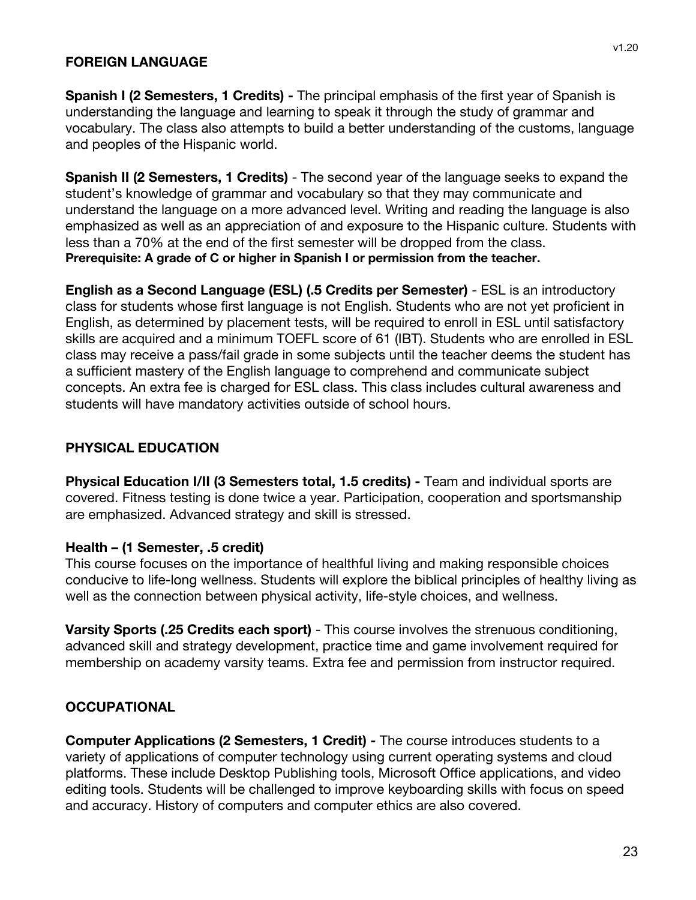## FOREIGN LANGUAGE

**Spanish I (2 Semesters, 1 Credits) -** The principal emphasis of the first year of Spanish is understanding the language and learning to speak it through the study of grammar and vocabulary. The class also attempts to build a better understanding of the customs, language and peoples of the Hispanic world.

**Spanish II (2 Semesters, 1 Credits)** - The second year of the language seeks to expand the student's knowledge of grammar and vocabulary so that they may communicate and understand the language on a more advanced level. Writing and reading the language is also emphasized as well as an appreciation of and exposure to the Hispanic culture. Students with less than a 70% at the end of the first semester will be dropped from the class.
**Prerequisite: A grade of C or higher in Spanish I or permission from the teacher.**

**English as a Second Language (ESL) (.5 Credits per Semester)** - ESL is an introductory class for students whose first language is not English. Students who are not yet proficient in English, as determined by placement tests, will be required to enroll in ESL until satisfactory skills are acquired and a minimum TOEFL score of 61 (IBT). Students who are enrolled in ESL class may receive a pass/fail grade in some subjects until the teacher deems the student has a sufficient mastery of the English language to comprehend and communicate subject concepts. An extra fee is charged for ESL class. This class includes cultural awareness and students will have mandatory activities outside of school hours.

## PHYSICAL EDUCATION

**Physical Education I/II (3 Semesters total, 1.5 credits) -** Team and individual sports are covered. Fitness testing is done twice a year. Participation, cooperation and sportsmanship are emphasized. Advanced strategy and skill is stressed.

**Health – (1 Semester, .5 credit)**
This course focuses on the importance of healthful living and making responsible choices conducive to life-long wellness. Students will explore the biblical principles of healthy living as well as the connection between physical activity, life-style choices, and wellness.

**Varsity Sports (.25 Credits each sport)** - This course involves the strenuous conditioning, advanced skill and strategy development, practice time and game involvement required for membership on academy varsity teams. Extra fee and permission from instructor required.

## OCCUPATIONAL

**Computer Applications (2 Semesters, 1 Credit) -** The course introduces students to a variety of applications of computer technology using current operating systems and cloud platforms. These include Desktop Publishing tools, Microsoft Office applications, and video editing tools. Students will be challenged to improve keyboarding skills with focus on speed and accuracy. History of computers and computer ethics are also covered.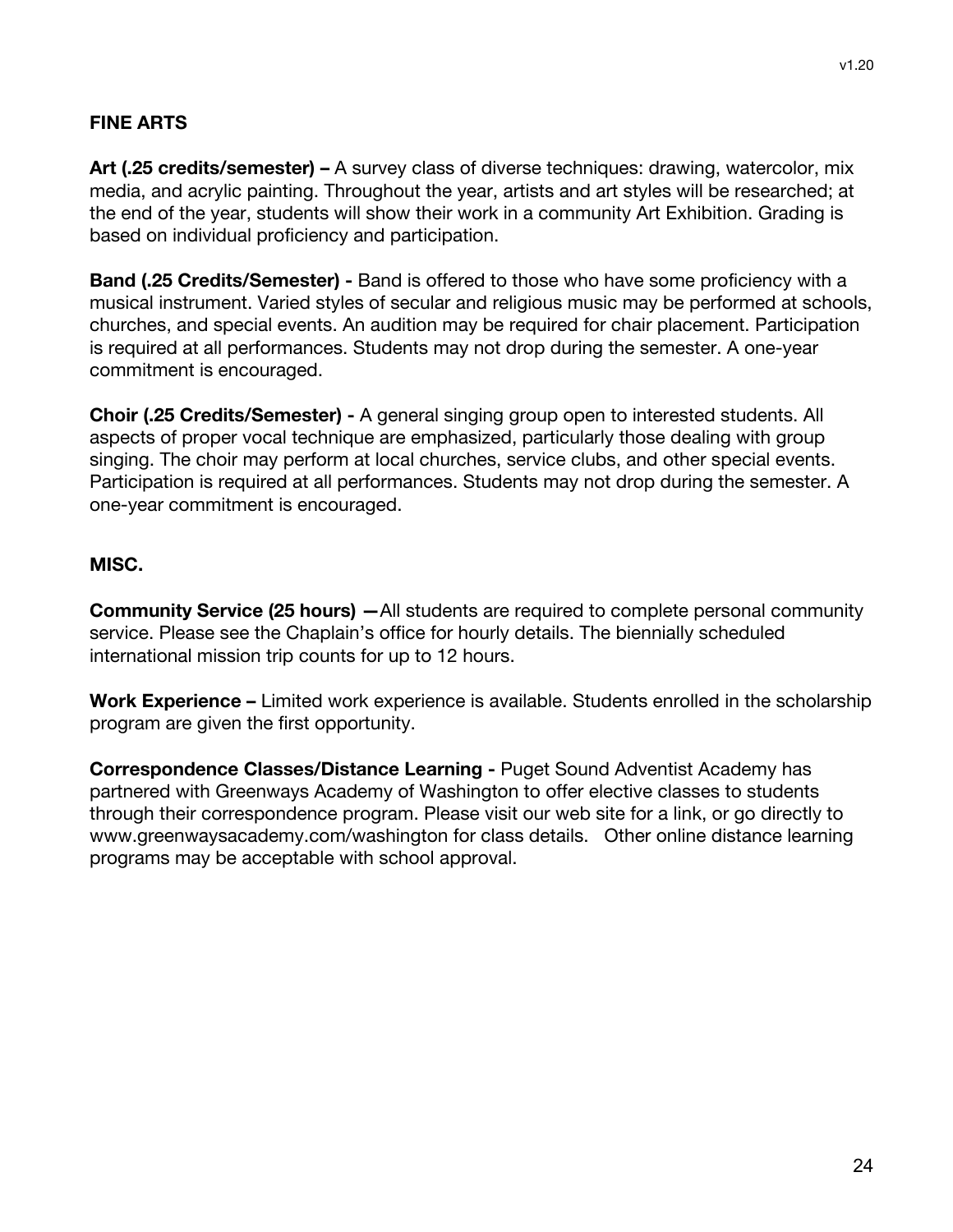## FINE ARTS

**Art (.25 credits/semester) –** A survey class of diverse techniques: drawing, watercolor, mix media, and acrylic painting. Throughout the year, artists and art styles will be researched; at the end of the year, students will show their work in a community Art Exhibition. Grading is based on individual proficiency and participation.

**Band (.25 Credits/Semester) -** Band is offered to those who have some proficiency with a musical instrument. Varied styles of secular and religious music may be performed at schools, churches, and special events. An audition may be required for chair placement. Participation is required at all performances. Students may not drop during the semester. A one-year commitment is encouraged.

**Choir (.25 Credits/Semester) -** A general singing group open to interested students. All aspects of proper vocal technique are emphasized, particularly those dealing with group singing. The choir may perform at local churches, service clubs, and other special events. Participation is required at all performances. Students may not drop during the semester. A one-year commitment is encouraged.

## MISC.

**Community Service (25 hours) —**All students are required to complete personal community service. Please see the Chaplain's office for hourly details. The biennially scheduled international mission trip counts for up to 12 hours.

**Work Experience –** Limited work experience is available. Students enrolled in the scholarship program are given the first opportunity.

**Correspondence Classes/Distance Learning -** Puget Sound Adventist Academy has partnered with Greenways Academy of Washington to offer elective classes to students through their correspondence program. Please visit our web site for a link, or go directly to www.greenwaysacademy.com/washington for class details. Other online distance learning programs may be acceptable with school approval.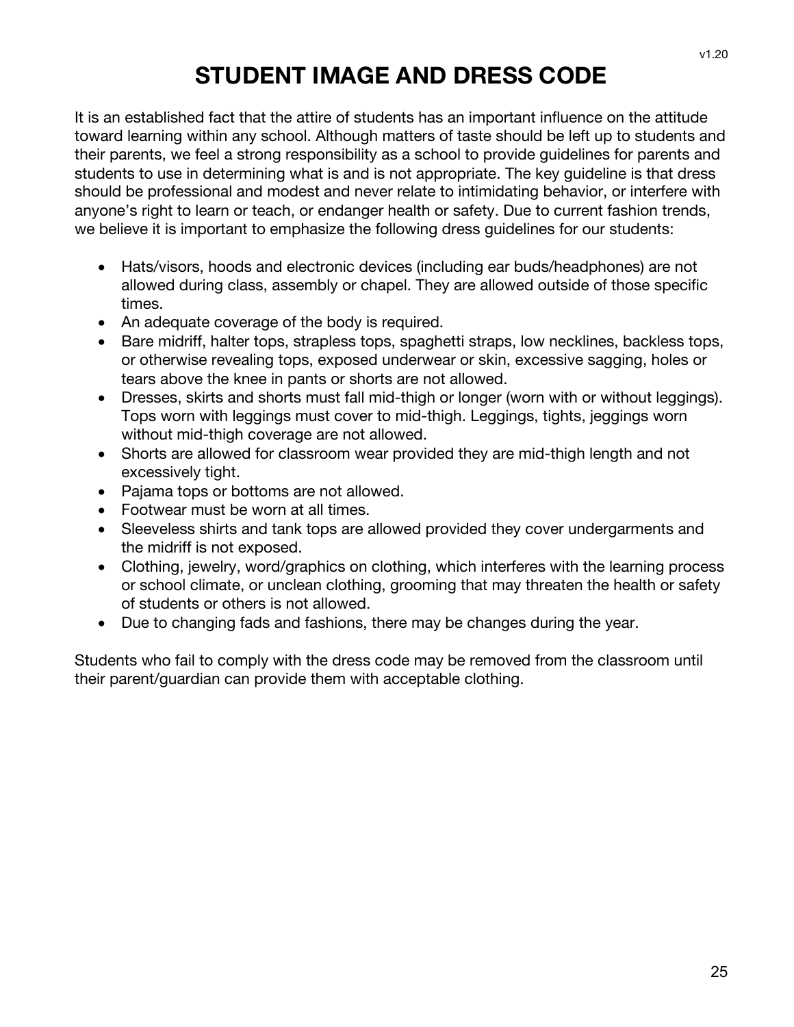# STUDENT IMAGE AND DRESS CODE

It is an established fact that the attire of students has an important influence on the attitude toward learning within any school. Although matters of taste should be left up to students and their parents, we feel a strong responsibility as a school to provide guidelines for parents and students to use in determining what is and is not appropriate. The key guideline is that dress should be professional and modest and never relate to intimidating behavior, or interfere with anyone's right to learn or teach, or endanger health or safety. Due to current fashion trends, we believe it is important to emphasize the following dress guidelines for our students:

- Hats/visors, hoods and electronic devices (including ear buds/headphones) are not allowed during class, assembly or chapel. They are allowed outside of those specific times.
- An adequate coverage of the body is required.
- Bare midriff, halter tops, strapless tops, spaghetti straps, low necklines, backless tops, or otherwise revealing tops, exposed underwear or skin, excessive sagging, holes or tears above the knee in pants or shorts are not allowed.
- Dresses, skirts and shorts must fall mid-thigh or longer (worn with or without leggings). Tops worn with leggings must cover to mid-thigh. Leggings, tights, jeggings worn without mid-thigh coverage are not allowed.
- Shorts are allowed for classroom wear provided they are mid-thigh length and not excessively tight.
- Pajama tops or bottoms are not allowed.
- Footwear must be worn at all times.
- Sleeveless shirts and tank tops are allowed provided they cover undergarments and the midriff is not exposed.
- Clothing, jewelry, word/graphics on clothing, which interferes with the learning process or school climate, or unclean clothing, grooming that may threaten the health or safety of students or others is not allowed.
- Due to changing fads and fashions, there may be changes during the year.

Students who fail to comply with the dress code may be removed from the classroom until their parent/guardian can provide them with acceptable clothing.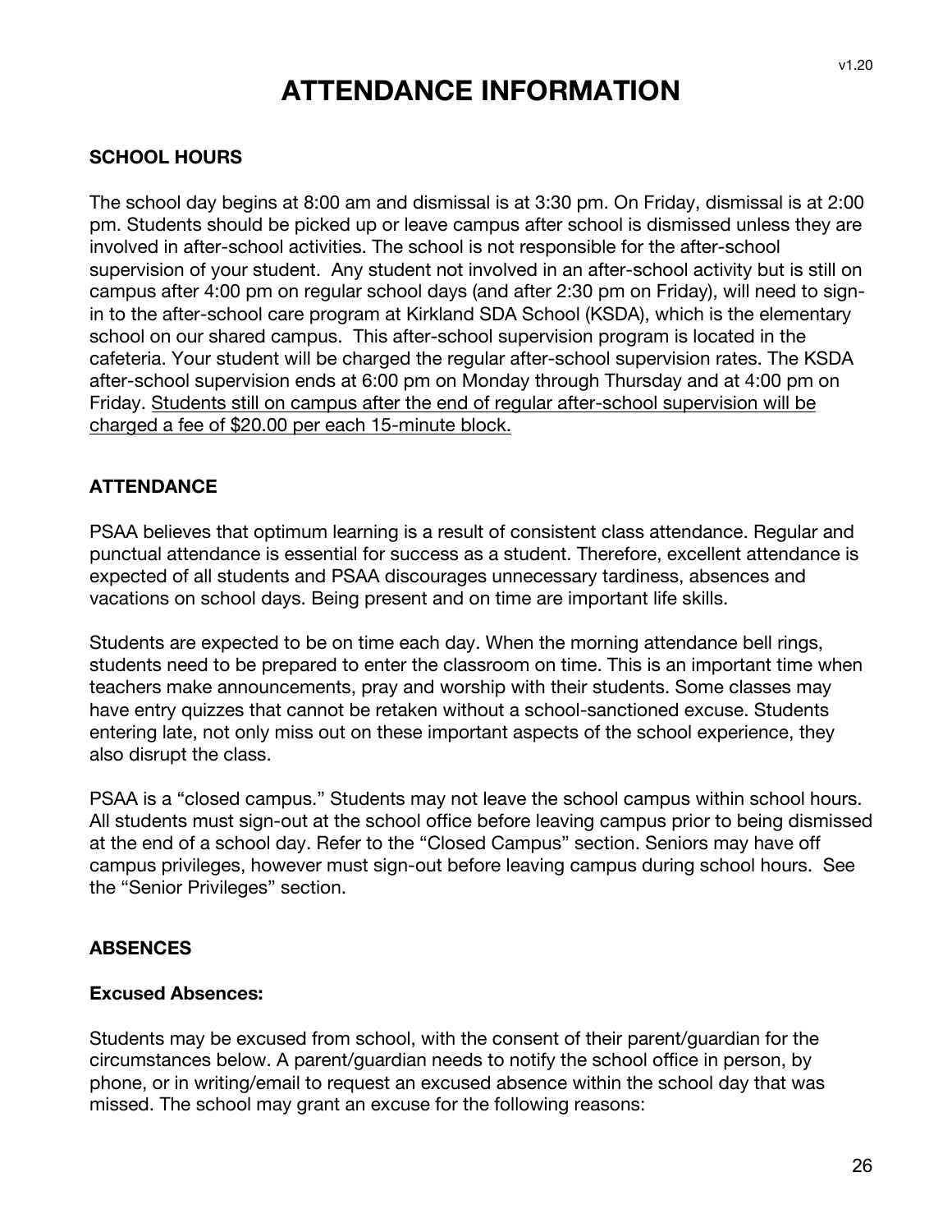# ATTENDANCE INFORMATION

## SCHOOL HOURS

The school day begins at 8:00 am and dismissal is at 3:30 pm. On Friday, dismissal is at 2:00 pm. Students should be picked up or leave campus after school is dismissed unless they are involved in after-school activities. The school is not responsible for the after-school supervision of your student. Any student not involved in an after-school activity but is still on campus after 4:00 pm on regular school days (and after 2:30 pm on Friday), will need to sign-in to the after-school care program at Kirkland SDA School (KSDA), which is the elementary school on our shared campus. This after-school supervision program is located in the cafeteria. Your student will be charged the regular after-school supervision rates. The KSDA after-school supervision ends at 6:00 pm on Monday through Thursday and at 4:00 pm on Friday. <u>Students still on campus after the end of regular after-school supervision will be charged a fee of $20.00 per each 15-minute block.</u>

## ATTENDANCE

PSAA believes that optimum learning is a result of consistent class attendance. Regular and punctual attendance is essential for success as a student. Therefore, excellent attendance is expected of all students and PSAA discourages unnecessary tardiness, absences and vacations on school days. Being present and on time are important life skills.

Students are expected to be on time each day. When the morning attendance bell rings, students need to be prepared to enter the classroom on time. This is an important time when teachers make announcements, pray and worship with their students. Some classes may have entry quizzes that cannot be retaken without a school-sanctioned excuse. Students entering late, not only miss out on these important aspects of the school experience, they also disrupt the class.

PSAA is a "closed campus." Students may not leave the school campus within school hours. All students must sign-out at the school office before leaving campus prior to being dismissed at the end of a school day. Refer to the "Closed Campus" section. Seniors may have off campus privileges, however must sign-out before leaving campus during school hours. See the "Senior Privileges" section.

## ABSENCES

### Excused Absences:

Students may be excused from school, with the consent of their parent/guardian for the circumstances below. A parent/guardian needs to notify the school office in person, by phone, or in writing/email to request an excused absence within the school day that was missed. The school may grant an excuse for the following reasons: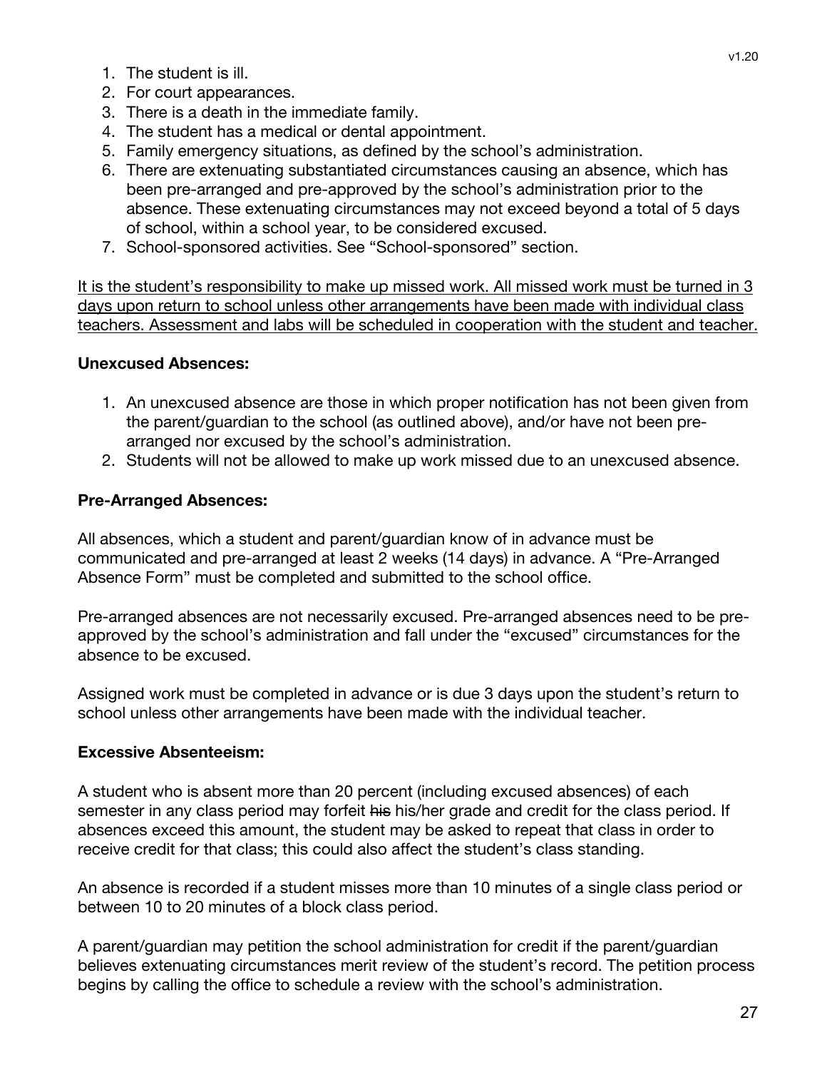1. The student is ill.
2. For court appearances.
3. There is a death in the immediate family.
4. The student has a medical or dental appointment.
5. Family emergency situations, as defined by the school's administration.
6. There are extenuating substantiated circumstances causing an absence, which has been pre-arranged and pre-approved by the school's administration prior to the absence. These extenuating circumstances may not exceed beyond a total of 5 days of school, within a school year, to be considered excused.
7. School-sponsored activities. See "School-sponsored" section.

<u>It is the student's responsibility to make up missed work. All missed work must be turned in 3 days upon return to school unless other arrangements have been made with individual class teachers. Assessment and labs will be scheduled in cooperation with the student and teacher.</u>

**Unexcused Absences:**

1. An unexcused absence are those in which proper notification has not been given from the parent/guardian to the school (as outlined above), and/or have not been pre-arranged nor excused by the school's administration.
2. Students will not be allowed to make up work missed due to an unexcused absence.

**Pre-Arranged Absences:**

All absences, which a student and parent/guardian know of in advance must be communicated and pre-arranged at least 2 weeks (14 days) in advance. A "Pre-Arranged Absence Form" must be completed and submitted to the school office.

Pre-arranged absences are not necessarily excused. Pre-arranged absences need to be pre-approved by the school's administration and fall under the "excused" circumstances for the absence to be excused.

Assigned work must be completed in advance or is due 3 days upon the student's return to school unless other arrangements have been made with the individual teacher.

**Excessive Absenteeism:**

A student who is absent more than 20 percent (including excused absences) of each semester in any class period may forfeit ~~his~~ his/her grade and credit for the class period. If absences exceed this amount, the student may be asked to repeat that class in order to receive credit for that class; this could also affect the student's class standing.

An absence is recorded if a student misses more than 10 minutes of a single class period or between 10 to 20 minutes of a block class period.

A parent/guardian may petition the school administration for credit if the parent/guardian believes extenuating circumstances merit review of the student's record. The petition process begins by calling the office to schedule a review with the school's administration.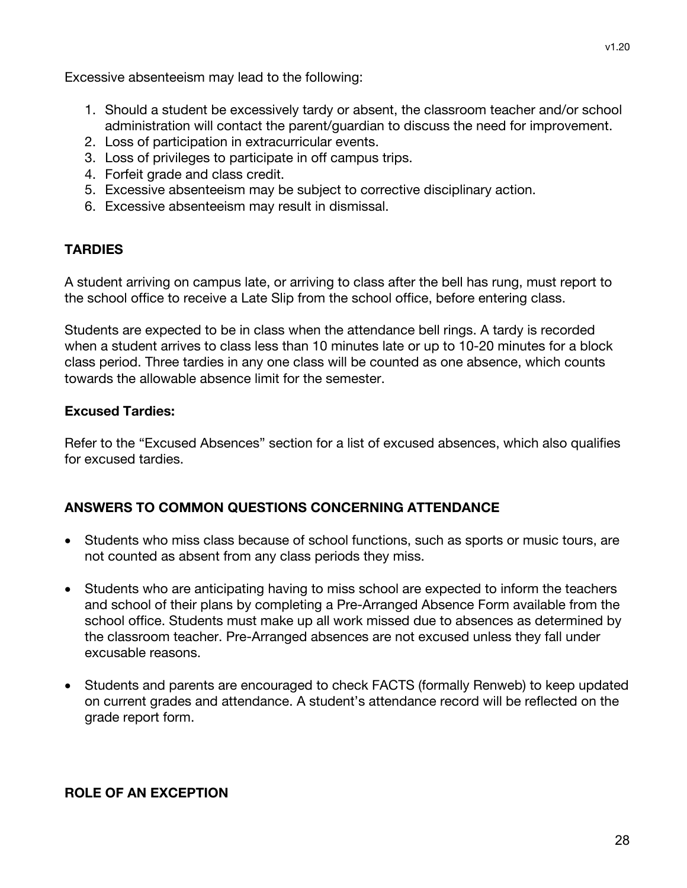Excessive absenteeism may lead to the following:

1. Should a student be excessively tardy or absent, the classroom teacher and/or school administration will contact the parent/guardian to discuss the need for improvement.
2. Loss of participation in extracurricular events.
3. Loss of privileges to participate in off campus trips.
4. Forfeit grade and class credit.
5. Excessive absenteeism may be subject to corrective disciplinary action.
6. Excessive absenteeism may result in dismissal.

## TARDIES

A student arriving on campus late, or arriving to class after the bell has rung, must report to the school office to receive a Late Slip from the school office, before entering class.

Students are expected to be in class when the attendance bell rings. A tardy is recorded when a student arrives to class less than 10 minutes late or up to 10-20 minutes for a block class period. Three tardies in any one class will be counted as one absence, which counts towards the allowable absence limit for the semester.

### Excused Tardies:

Refer to the "Excused Absences" section for a list of excused absences, which also qualifies for excused tardies.

## ANSWERS TO COMMON QUESTIONS CONCERNING ATTENDANCE

- Students who miss class because of school functions, such as sports or music tours, are not counted as absent from any class periods they miss.
- Students who are anticipating having to miss school are expected to inform the teachers and school of their plans by completing a Pre-Arranged Absence Form available from the school office. Students must make up all work missed due to absences as determined by the classroom teacher. Pre-Arranged absences are not excused unless they fall under excusable reasons.
- Students and parents are encouraged to check FACTS (formally Renweb) to keep updated on current grades and attendance. A student's attendance record will be reflected on the grade report form.

## ROLE OF AN EXCEPTION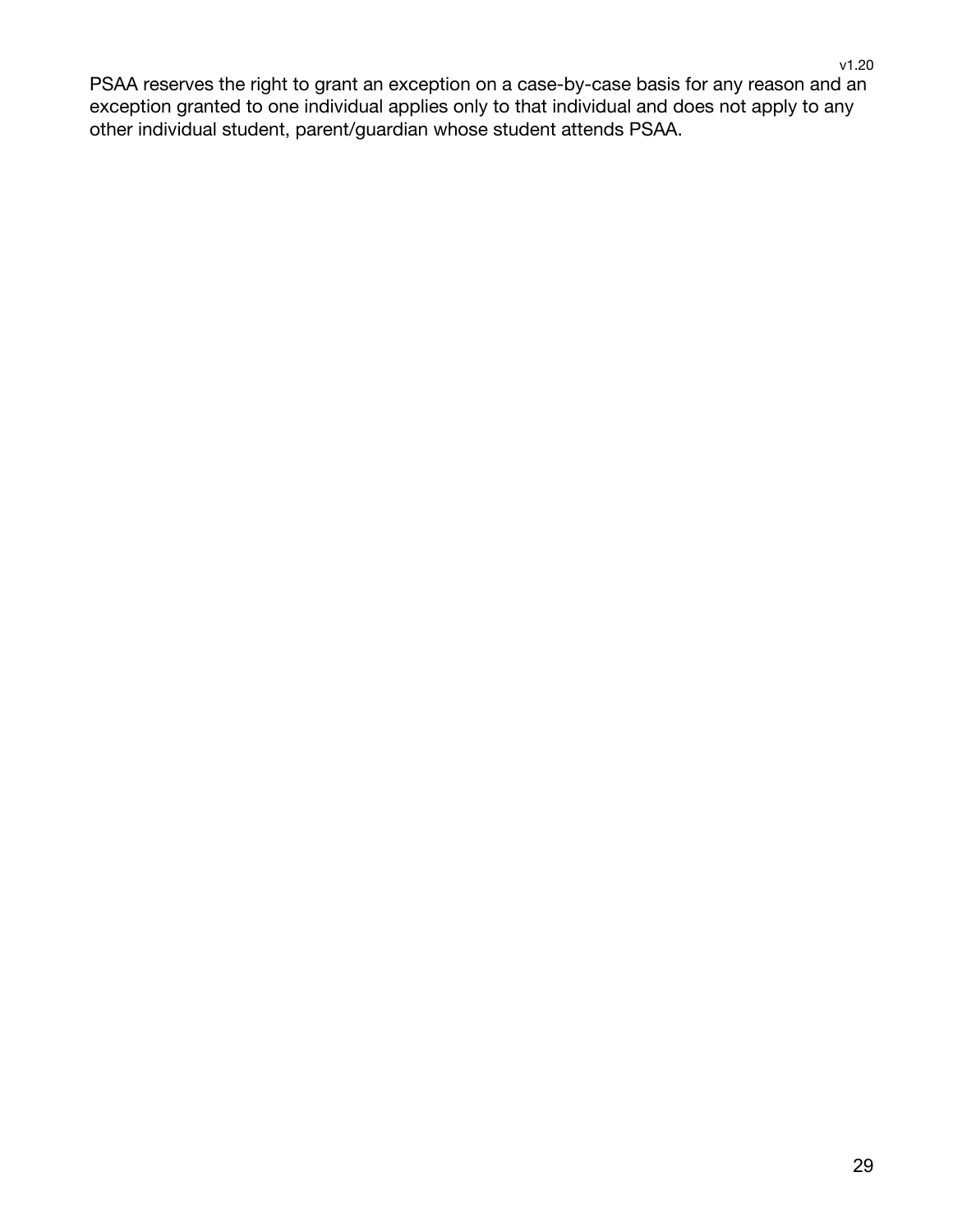PSAA reserves the right to grant an exception on a case-by-case basis for any reason and an exception granted to one individual applies only to that individual and does not apply to any other individual student, parent/guardian whose student attends PSAA.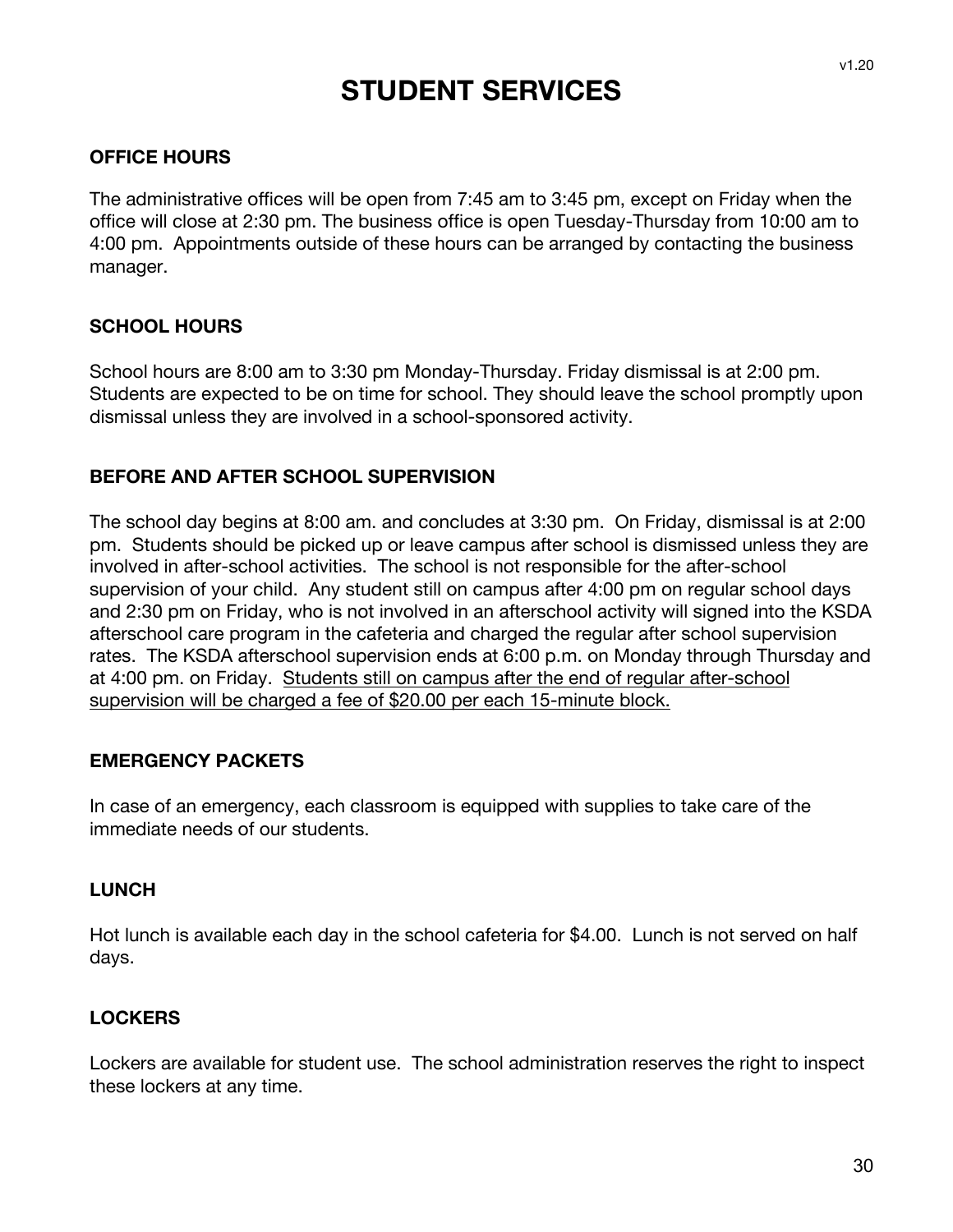# STUDENT SERVICES

### OFFICE HOURS

The administrative offices will be open from 7:45 am to 3:45 pm, except on Friday when the office will close at 2:30 pm. The business office is open Tuesday-Thursday from 10:00 am to 4:00 pm. Appointments outside of these hours can be arranged by contacting the business manager.

### SCHOOL HOURS

School hours are 8:00 am to 3:30 pm Monday-Thursday. Friday dismissal is at 2:00 pm. Students are expected to be on time for school. They should leave the school promptly upon dismissal unless they are involved in a school-sponsored activity.

### BEFORE AND AFTER SCHOOL SUPERVISION

The school day begins at 8:00 am. and concludes at 3:30 pm. On Friday, dismissal is at 2:00 pm. Students should be picked up or leave campus after school is dismissed unless they are involved in after-school activities. The school is not responsible for the after-school supervision of your child. Any student still on campus after 4:00 pm on regular school days and 2:30 pm on Friday, who is not involved in an afterschool activity will signed into the KSDA afterschool care program in the cafeteria and charged the regular after school supervision rates. The KSDA afterschool supervision ends at 6:00 p.m. on Monday through Thursday and at 4:00 pm. on Friday. <u>Students still on campus after the end of regular after-school supervision will be charged a fee of $20.00 per each 15-minute block.</u>

### EMERGENCY PACKETS

In case of an emergency, each classroom is equipped with supplies to take care of the immediate needs of our students.

### LUNCH

Hot lunch is available each day in the school cafeteria for $4.00. Lunch is not served on half days.

### LOCKERS

Lockers are available for student use. The school administration reserves the right to inspect these lockers at any time.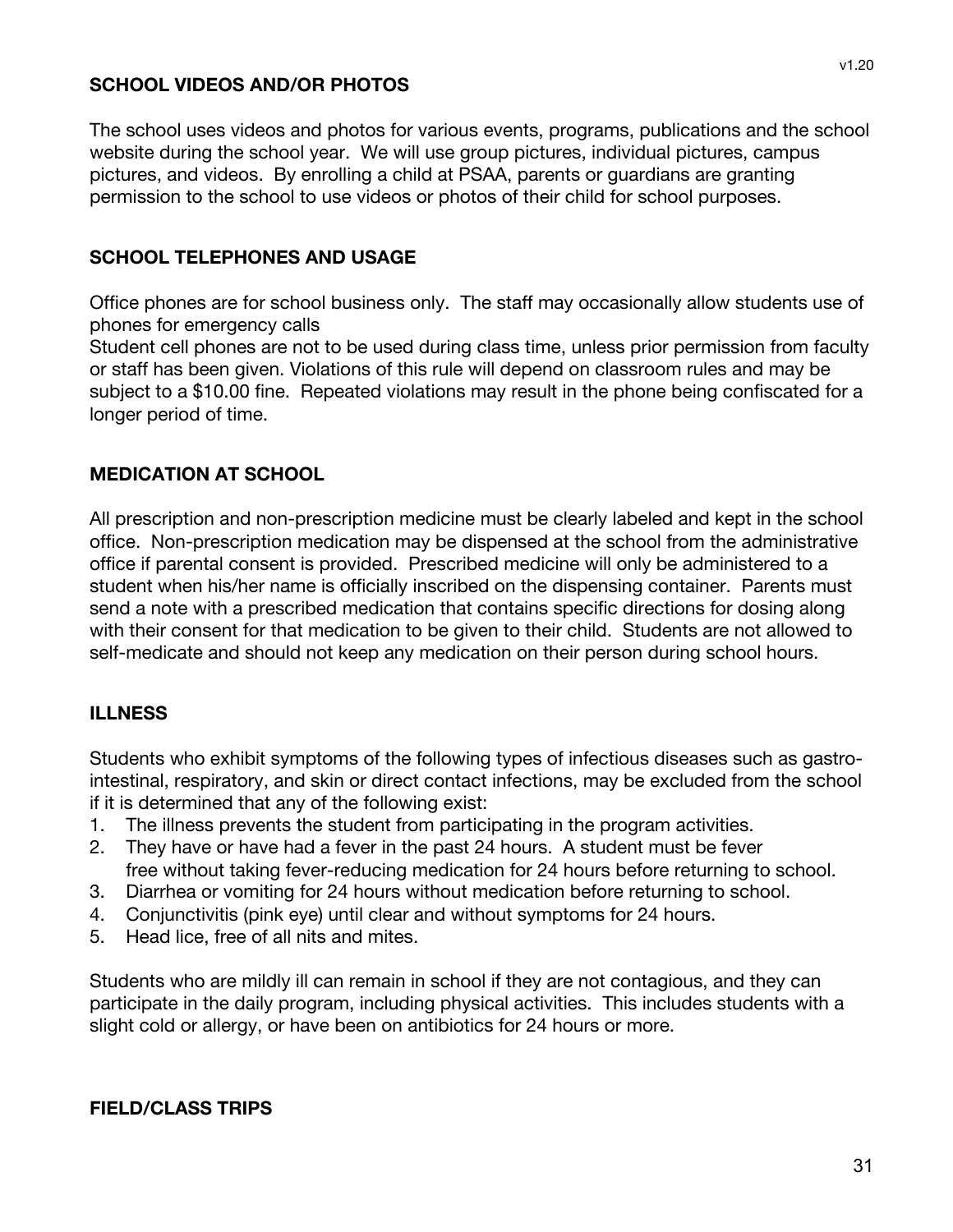## SCHOOL VIDEOS AND/OR PHOTOS

The school uses videos and photos for various events, programs, publications and the school website during the school year. We will use group pictures, individual pictures, campus pictures, and videos. By enrolling a child at PSAA, parents or guardians are granting permission to the school to use videos or photos of their child for school purposes.

## SCHOOL TELEPHONES AND USAGE

Office phones are for school business only. The staff may occasionally allow students use of phones for emergency calls
Student cell phones are not to be used during class time, unless prior permission from faculty or staff has been given. Violations of this rule will depend on classroom rules and may be subject to a $10.00 fine. Repeated violations may result in the phone being confiscated for a longer period of time.

## MEDICATION AT SCHOOL

All prescription and non-prescription medicine must be clearly labeled and kept in the school office. Non-prescription medication may be dispensed at the school from the administrative office if parental consent is provided. Prescribed medicine will only be administered to a student when his/her name is officially inscribed on the dispensing container. Parents must send a note with a prescribed medication that contains specific directions for dosing along with their consent for that medication to be given to their child. Students are not allowed to self-medicate and should not keep any medication on their person during school hours.

## ILLNESS

Students who exhibit symptoms of the following types of infectious diseases such as gastro-intestinal, respiratory, and skin or direct contact infections, may be excluded from the school if it is determined that any of the following exist:

1. The illness prevents the student from participating in the program activities.
2. They have or have had a fever in the past 24 hours. A student must be fever free without taking fever-reducing medication for 24 hours before returning to school.
3. Diarrhea or vomiting for 24 hours without medication before returning to school.
4. Conjunctivitis (pink eye) until clear and without symptoms for 24 hours.
5. Head lice, free of all nits and mites.

Students who are mildly ill can remain in school if they are not contagious, and they can participate in the daily program, including physical activities. This includes students with a slight cold or allergy, or have been on antibiotics for 24 hours or more.

## FIELD/CLASS TRIPS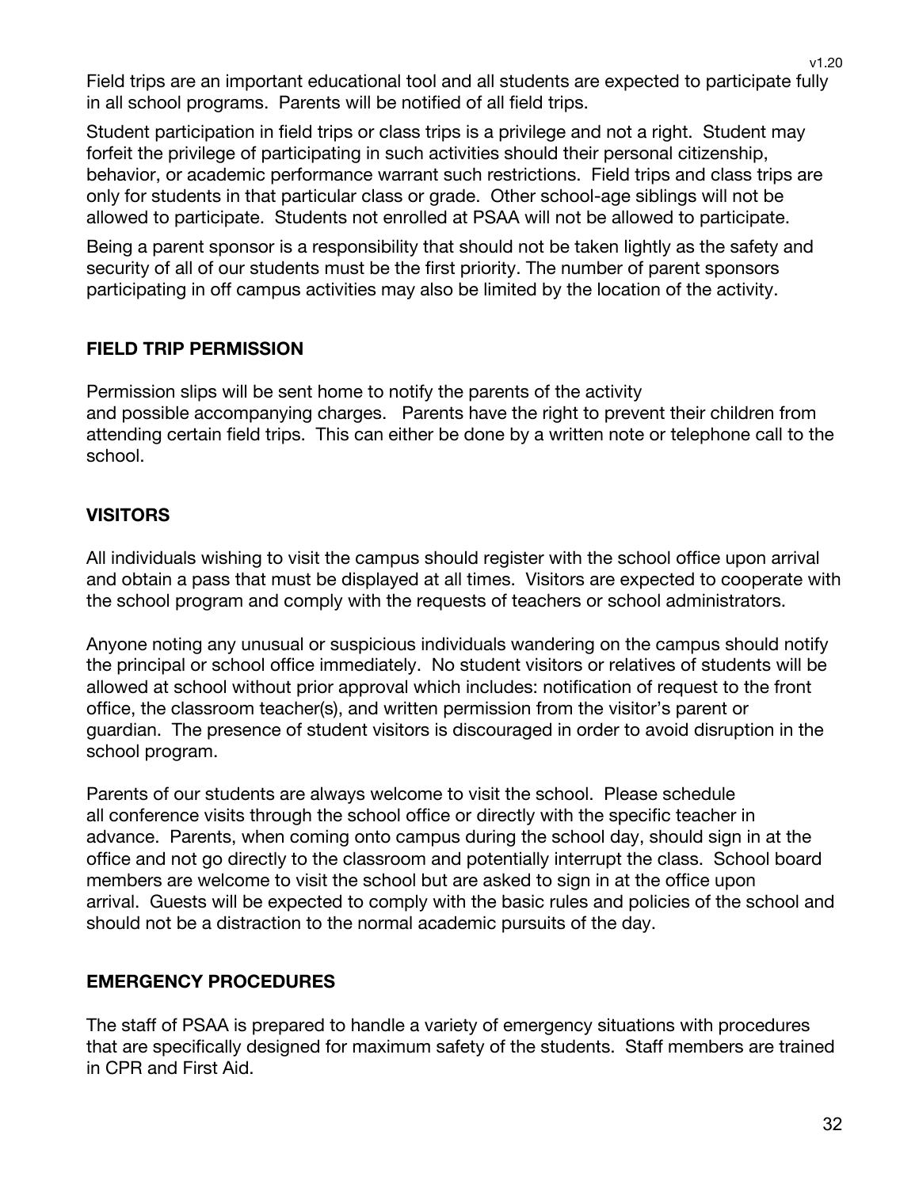Field trips are an important educational tool and all students are expected to participate fully in all school programs. Parents will be notified of all field trips.

Student participation in field trips or class trips is a privilege and not a right. Student may forfeit the privilege of participating in such activities should their personal citizenship, behavior, or academic performance warrant such restrictions. Field trips and class trips are only for students in that particular class or grade. Other school-age siblings will not be allowed to participate. Students not enrolled at PSAA will not be allowed to participate.

Being a parent sponsor is a responsibility that should not be taken lightly as the safety and security of all of our students must be the first priority. The number of parent sponsors participating in off campus activities may also be limited by the location of the activity.

## FIELD TRIP PERMISSION

Permission slips will be sent home to notify the parents of the activity and possible accompanying charges. Parents have the right to prevent their children from attending certain field trips. This can either be done by a written note or telephone call to the school.

## VISITORS

All individuals wishing to visit the campus should register with the school office upon arrival and obtain a pass that must be displayed at all times. Visitors are expected to cooperate with the school program and comply with the requests of teachers or school administrators.

Anyone noting any unusual or suspicious individuals wandering on the campus should notify the principal or school office immediately. No student visitors or relatives of students will be allowed at school without prior approval which includes: notification of request to the front office, the classroom teacher(s), and written permission from the visitor's parent or guardian. The presence of student visitors is discouraged in order to avoid disruption in the school program.

Parents of our students are always welcome to visit the school. Please schedule all conference visits through the school office or directly with the specific teacher in advance. Parents, when coming onto campus during the school day, should sign in at the office and not go directly to the classroom and potentially interrupt the class. School board members are welcome to visit the school but are asked to sign in at the office upon arrival. Guests will be expected to comply with the basic rules and policies of the school and should not be a distraction to the normal academic pursuits of the day.

## EMERGENCY PROCEDURES

The staff of PSAA is prepared to handle a variety of emergency situations with procedures that are specifically designed for maximum safety of the students. Staff members are trained in CPR and First Aid.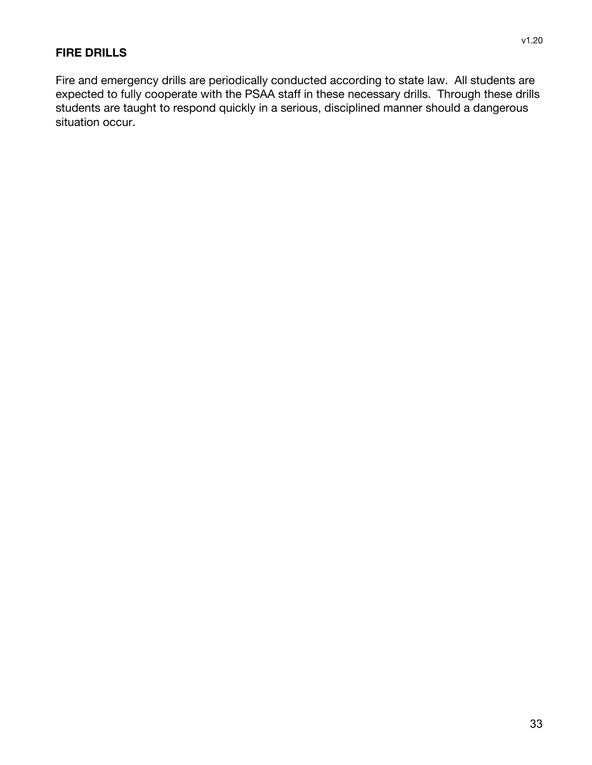## FIRE DRILLS

Fire and emergency drills are periodically conducted according to state law. All students are expected to fully cooperate with the PSAA staff in these necessary drills. Through these drills students are taught to respond quickly in a serious, disciplined manner should a dangerous situation occur.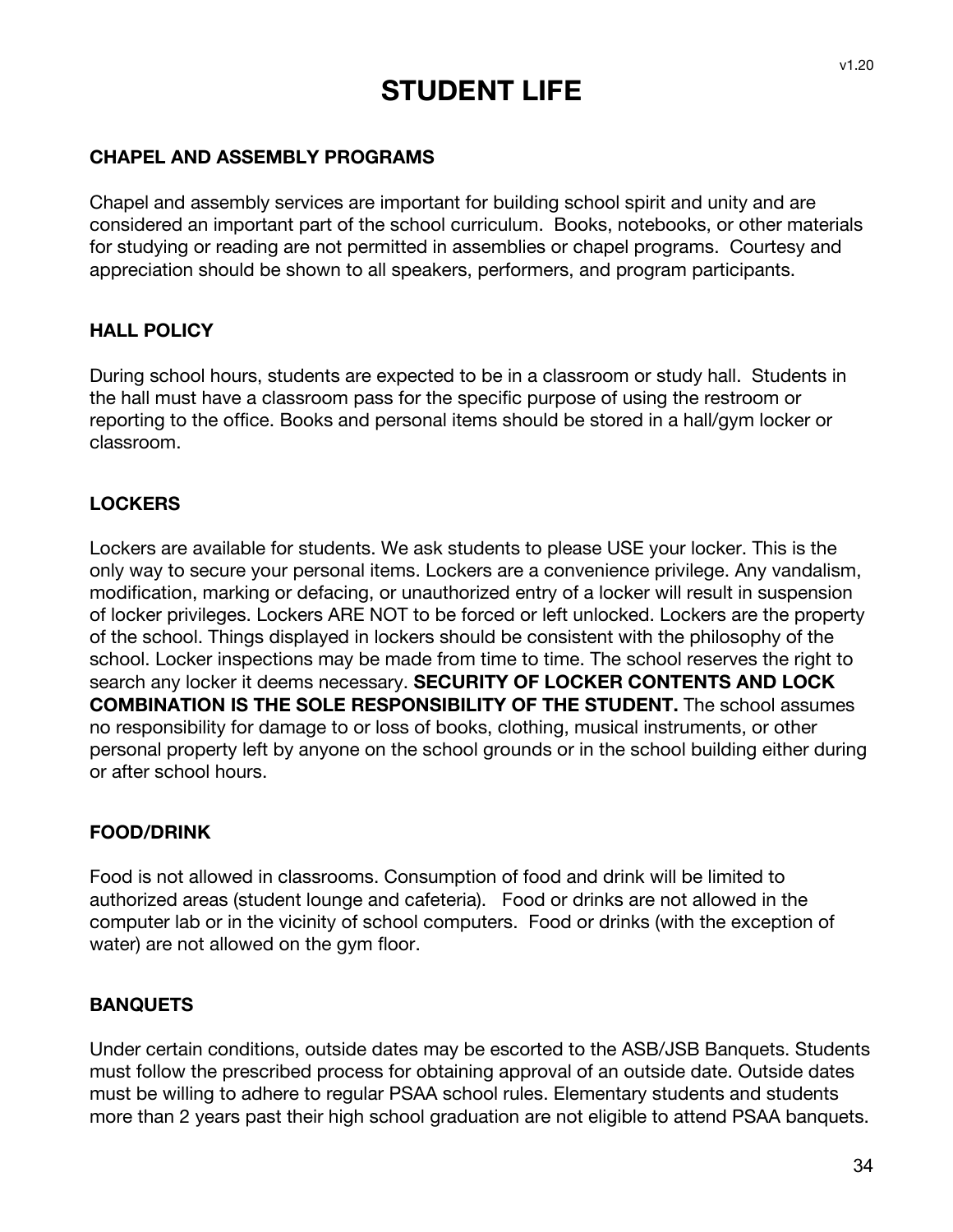# STUDENT LIFE

### CHAPEL AND ASSEMBLY PROGRAMS

Chapel and assembly services are important for building school spirit and unity and are considered an important part of the school curriculum. Books, notebooks, or other materials for studying or reading are not permitted in assemblies or chapel programs. Courtesy and appreciation should be shown to all speakers, performers, and program participants.

### HALL POLICY

During school hours, students are expected to be in a classroom or study hall. Students in the hall must have a classroom pass for the specific purpose of using the restroom or reporting to the office. Books and personal items should be stored in a hall/gym locker or classroom.

### LOCKERS

Lockers are available for students. We ask students to please USE your locker. This is the only way to secure your personal items. Lockers are a convenience privilege. Any vandalism, modification, marking or defacing, or unauthorized entry of a locker will result in suspension of locker privileges. Lockers ARE NOT to be forced or left unlocked. Lockers are the property of the school. Things displayed in lockers should be consistent with the philosophy of the school. Locker inspections may be made from time to time. The school reserves the right to search any locker it deems necessary. **SECURITY OF LOCKER CONTENTS AND LOCK COMBINATION IS THE SOLE RESPONSIBILITY OF THE STUDENT.** The school assumes no responsibility for damage to or loss of books, clothing, musical instruments, or other personal property left by anyone on the school grounds or in the school building either during or after school hours.

### FOOD/DRINK

Food is not allowed in classrooms. Consumption of food and drink will be limited to authorized areas (student lounge and cafeteria). Food or drinks are not allowed in the computer lab or in the vicinity of school computers. Food or drinks (with the exception of water) are not allowed on the gym floor.

### BANQUETS

Under certain conditions, outside dates may be escorted to the ASB/JSB Banquets. Students must follow the prescribed process for obtaining approval of an outside date. Outside dates must be willing to adhere to regular PSAA school rules. Elementary students and students more than 2 years past their high school graduation are not eligible to attend PSAA banquets.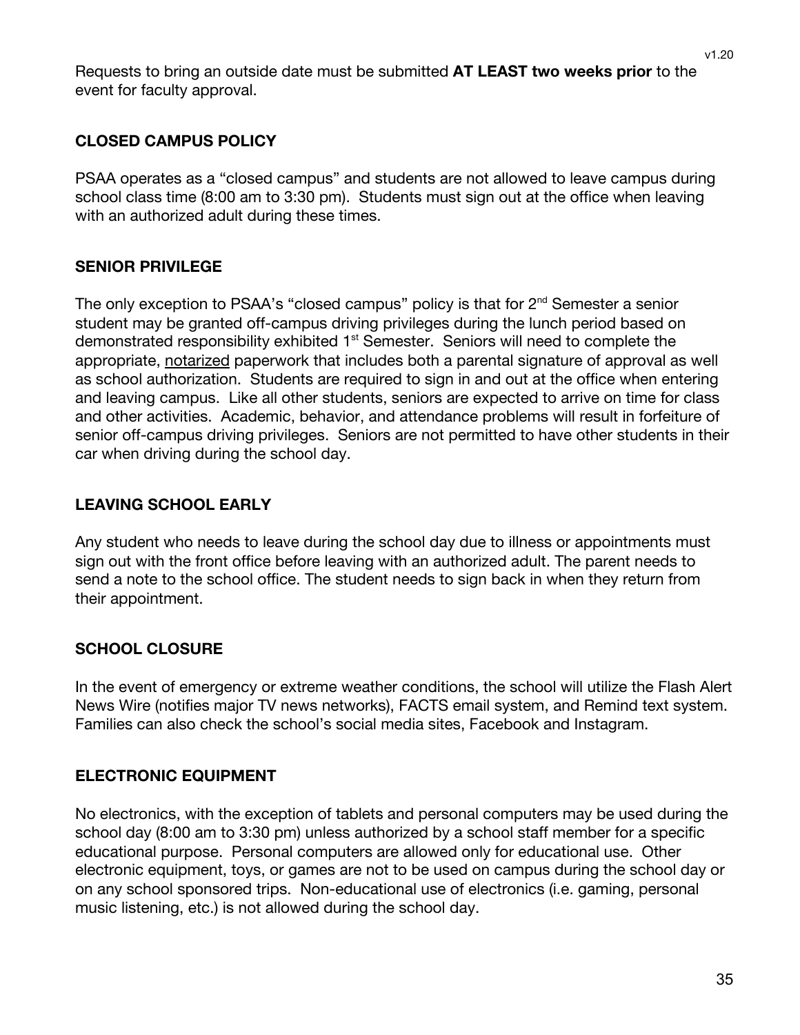Requests to bring an outside date must be submitted **AT LEAST two weeks prior** to the event for faculty approval.

## CLOSED CAMPUS POLICY

PSAA operates as a "closed campus" and students are not allowed to leave campus during school class time (8:00 am to 3:30 pm). Students must sign out at the office when leaving with an authorized adult during these times.

## SENIOR PRIVILEGE

The only exception to PSAA's "closed campus" policy is that for 2nd Semester a senior student may be granted off-campus driving privileges during the lunch period based on demonstrated responsibility exhibited 1st Semester. Seniors will need to complete the appropriate, <u>notarized</u> paperwork that includes both a parental signature of approval as well as school authorization. Students are required to sign in and out at the office when entering and leaving campus. Like all other students, seniors are expected to arrive on time for class and other activities. Academic, behavior, and attendance problems will result in forfeiture of senior off-campus driving privileges. Seniors are not permitted to have other students in their car when driving during the school day.

## LEAVING SCHOOL EARLY

Any student who needs to leave during the school day due to illness or appointments must sign out with the front office before leaving with an authorized adult. The parent needs to send a note to the school office. The student needs to sign back in when they return from their appointment.

## SCHOOL CLOSURE

In the event of emergency or extreme weather conditions, the school will utilize the Flash Alert News Wire (notifies major TV news networks), FACTS email system, and Remind text system. Families can also check the school's social media sites, Facebook and Instagram.

## ELECTRONIC EQUIPMENT

No electronics, with the exception of tablets and personal computers may be used during the school day (8:00 am to 3:30 pm) unless authorized by a school staff member for a specific educational purpose. Personal computers are allowed only for educational use. Other electronic equipment, toys, or games are not to be used on campus during the school day or on any school sponsored trips. Non-educational use of electronics (i.e. gaming, personal music listening, etc.) is not allowed during the school day.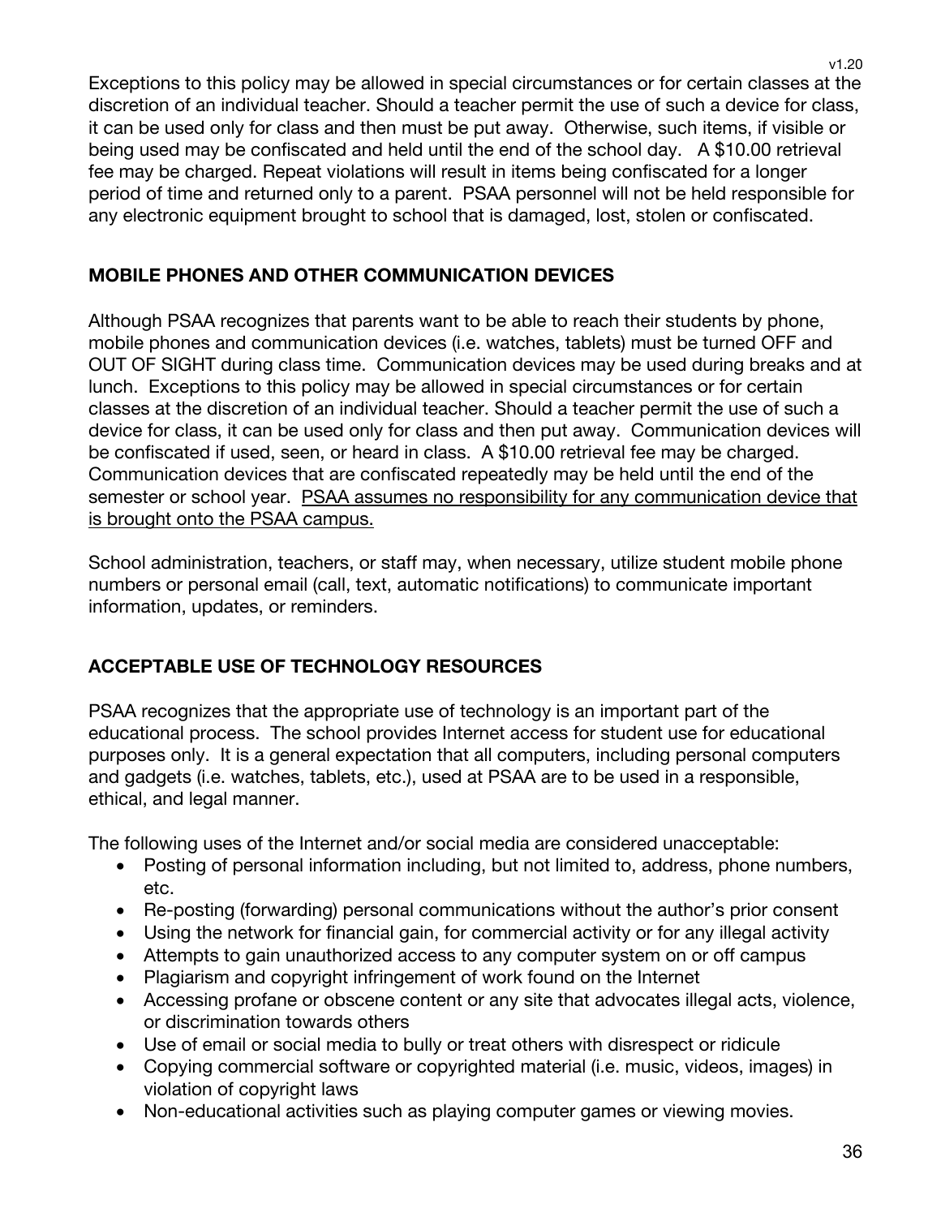Exceptions to this policy may be allowed in special circumstances or for certain classes at the discretion of an individual teacher. Should a teacher permit the use of such a device for class, it can be used only for class and then must be put away. Otherwise, such items, if visible or being used may be confiscated and held until the end of the school day. A $10.00 retrieval fee may be charged. Repeat violations will result in items being confiscated for a longer period of time and returned only to a parent. PSAA personnel will not be held responsible for any electronic equipment brought to school that is damaged, lost, stolen or confiscated.

## MOBILE PHONES AND OTHER COMMUNICATION DEVICES

Although PSAA recognizes that parents want to be able to reach their students by phone, mobile phones and communication devices (i.e. watches, tablets) must be turned OFF and OUT OF SIGHT during class time. Communication devices may be used during breaks and at lunch. Exceptions to this policy may be allowed in special circumstances or for certain classes at the discretion of an individual teacher. Should a teacher permit the use of such a device for class, it can be used only for class and then put away. Communication devices will be confiscated if used, seen, or heard in class. A $10.00 retrieval fee may be charged. Communication devices that are confiscated repeatedly may be held until the end of the semester or school year. <u>PSAA assumes no responsibility for any communication device that is brought onto the PSAA campus.</u>

School administration, teachers, or staff may, when necessary, utilize student mobile phone numbers or personal email (call, text, automatic notifications) to communicate important information, updates, or reminders.

## ACCEPTABLE USE OF TECHNOLOGY RESOURCES

PSAA recognizes that the appropriate use of technology is an important part of the educational process. The school provides Internet access for student use for educational purposes only. It is a general expectation that all computers, including personal computers and gadgets (i.e. watches, tablets, etc.), used at PSAA are to be used in a responsible, ethical, and legal manner.

The following uses of the Internet and/or social media are considered unacceptable:

- Posting of personal information including, but not limited to, address, phone numbers, etc.
- Re-posting (forwarding) personal communications without the author's prior consent
- Using the network for financial gain, for commercial activity or for any illegal activity
- Attempts to gain unauthorized access to any computer system on or off campus
- Plagiarism and copyright infringement of work found on the Internet
- Accessing profane or obscene content or any site that advocates illegal acts, violence, or discrimination towards others
- Use of email or social media to bully or treat others with disrespect or ridicule
- Copying commercial software or copyrighted material (i.e. music, videos, images) in violation of copyright laws
- Non-educational activities such as playing computer games or viewing movies.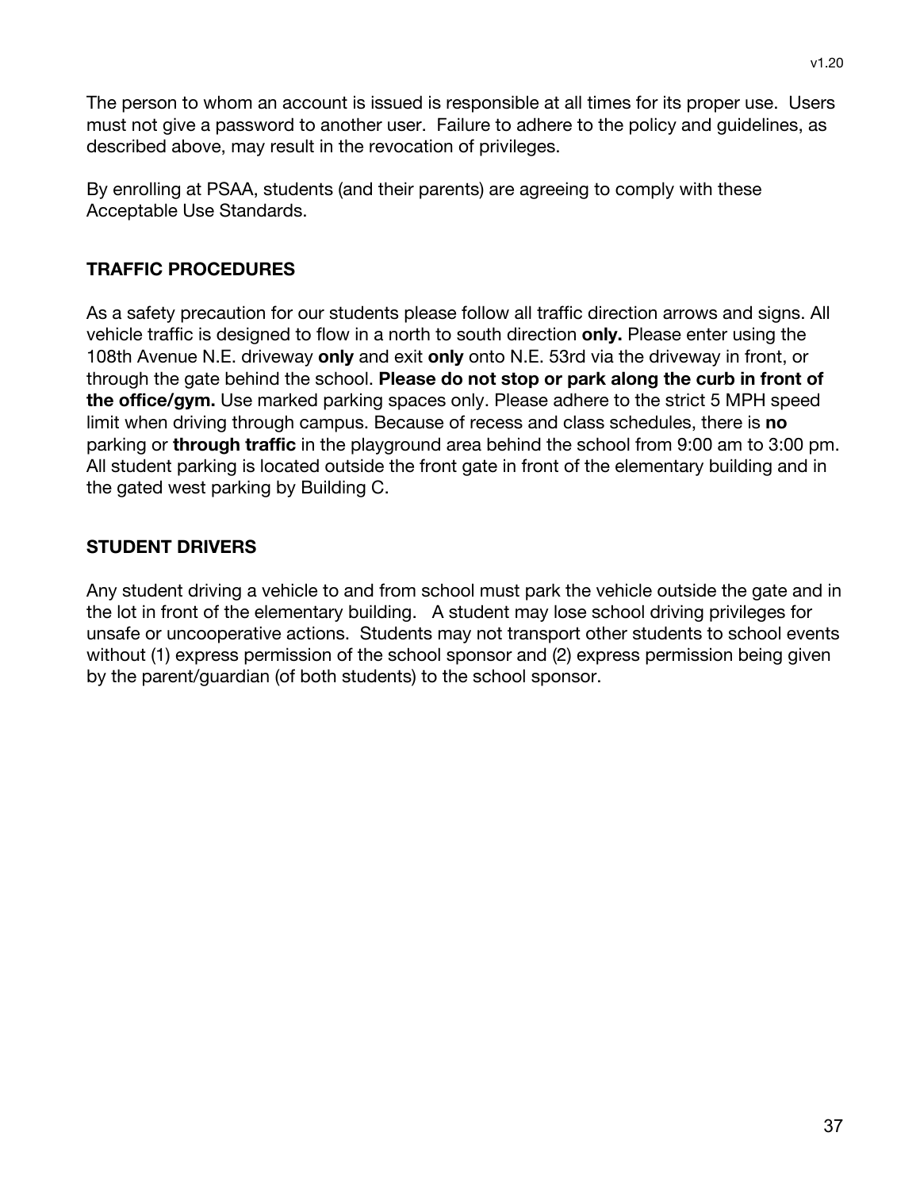The person to whom an account is issued is responsible at all times for its proper use. Users must not give a password to another user. Failure to adhere to the policy and guidelines, as described above, may result in the revocation of privileges.

By enrolling at PSAA, students (and their parents) are agreeing to comply with these Acceptable Use Standards.

## TRAFFIC PROCEDURES

As a safety precaution for our students please follow all traffic direction arrows and signs. All vehicle traffic is designed to flow in a north to south direction **only.** Please enter using the 108th Avenue N.E. driveway **only** and exit **only** onto N.E. 53rd via the driveway in front, or through the gate behind the school. **Please do not stop or park along the curb in front of the office/gym.** Use marked parking spaces only. Please adhere to the strict 5 MPH speed limit when driving through campus. Because of recess and class schedules, there is **no** parking or **through traffic** in the playground area behind the school from 9:00 am to 3:00 pm. All student parking is located outside the front gate in front of the elementary building and in the gated west parking by Building C.

## STUDENT DRIVERS

Any student driving a vehicle to and from school must park the vehicle outside the gate and in the lot in front of the elementary building. A student may lose school driving privileges for unsafe or uncooperative actions. Students may not transport other students to school events without (1) express permission of the school sponsor and (2) express permission being given by the parent/guardian (of both students) to the school sponsor.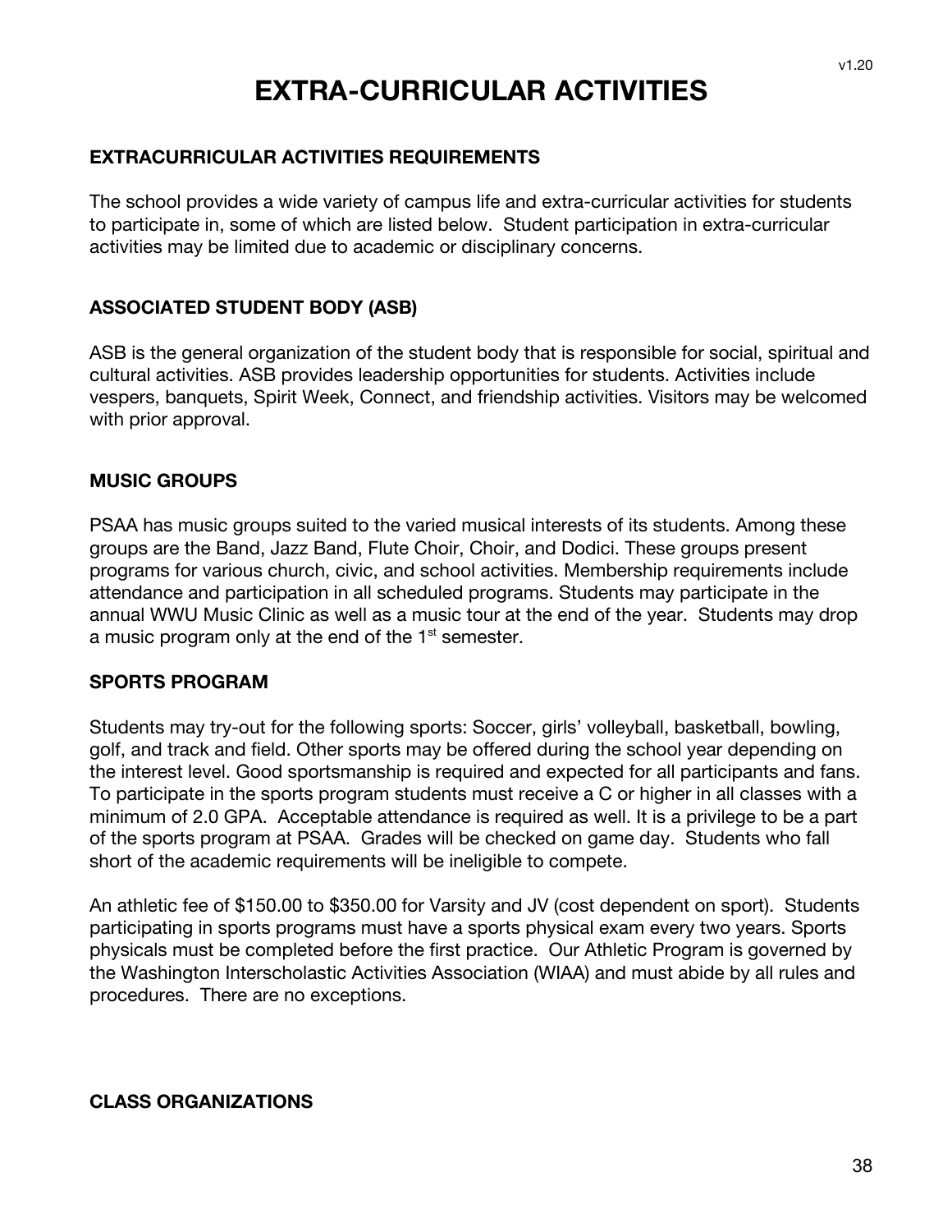# EXTRA-CURRICULAR ACTIVITIES

### EXTRACURRICULAR ACTIVITIES REQUIREMENTS

The school provides a wide variety of campus life and extra-curricular activities for students to participate in, some of which are listed below. Student participation in extra-curricular activities may be limited due to academic or disciplinary concerns.

### ASSOCIATED STUDENT BODY (ASB)

ASB is the general organization of the student body that is responsible for social, spiritual and cultural activities. ASB provides leadership opportunities for students. Activities include vespers, banquets, Spirit Week, Connect, and friendship activities. Visitors may be welcomed with prior approval.

### MUSIC GROUPS

PSAA has music groups suited to the varied musical interests of its students. Among these groups are the Band, Jazz Band, Flute Choir, Choir, and Dodici. These groups present programs for various church, civic, and school activities. Membership requirements include attendance and participation in all scheduled programs. Students may participate in the annual WWU Music Clinic as well as a music tour at the end of the year. Students may drop a music program only at the end of the 1st semester.

### SPORTS PROGRAM

Students may try-out for the following sports: Soccer, girls' volleyball, basketball, bowling, golf, and track and field. Other sports may be offered during the school year depending on the interest level. Good sportsmanship is required and expected for all participants and fans. To participate in the sports program students must receive a C or higher in all classes with a minimum of 2.0 GPA. Acceptable attendance is required as well. It is a privilege to be a part of the sports program at PSAA. Grades will be checked on game day. Students who fall short of the academic requirements will be ineligible to compete.

An athletic fee of $150.00 to $350.00 for Varsity and JV (cost dependent on sport). Students participating in sports programs must have a sports physical exam every two years. Sports physicals must be completed before the first practice. Our Athletic Program is governed by the Washington Interscholastic Activities Association (WIAA) and must abide by all rules and procedures. There are no exceptions.

### CLASS ORGANIZATIONS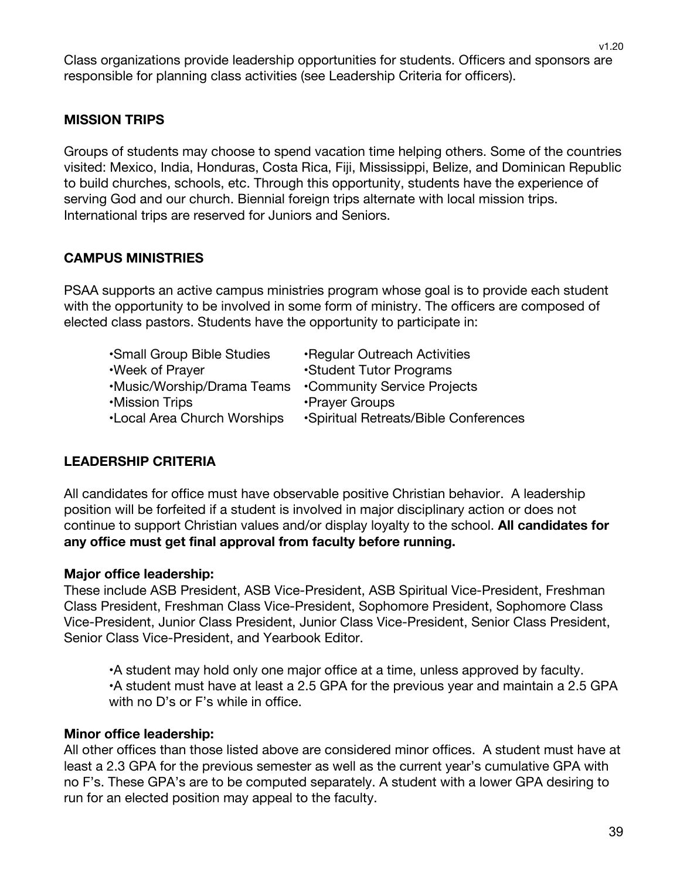Class organizations provide leadership opportunities for students. Officers and sponsors are responsible for planning class activities (see Leadership Criteria for officers).

## MISSION TRIPS

Groups of students may choose to spend vacation time helping others. Some of the countries visited: Mexico, India, Honduras, Costa Rica, Fiji, Mississippi, Belize, and Dominican Republic to build churches, schools, etc. Through this opportunity, students have the experience of serving God and our church. Biennial foreign trips alternate with local mission trips. International trips are reserved for Juniors and Seniors.

## CAMPUS MINISTRIES

PSAA supports an active campus ministries program whose goal is to provide each student with the opportunity to be involved in some form of ministry. The officers are composed of elected class pastors. Students have the opportunity to participate in:

- Small Group Bible Studies
- Week of Prayer
- Music/Worship/Drama Teams
- Mission Trips
- Local Area Church Worships
- Regular Outreach Activities
- Student Tutor Programs
- Community Service Projects
- Prayer Groups
- Spiritual Retreats/Bible Conferences

## LEADERSHIP CRITERIA

All candidates for office must have observable positive Christian behavior. A leadership position will be forfeited if a student is involved in major disciplinary action or does not continue to support Christian values and/or display loyalty to the school. **All candidates for any office must get final approval from faculty before running.**

### Major office leadership:

These include ASB President, ASB Vice-President, ASB Spiritual Vice-President, Freshman Class President, Freshman Class Vice-President, Sophomore President, Sophomore Class Vice-President, Junior Class President, Junior Class Vice-President, Senior Class President, Senior Class Vice-President, and Yearbook Editor.

- A student may hold only one major office at a time, unless approved by faculty.
- A student must have at least a 2.5 GPA for the previous year and maintain a 2.5 GPA with no D's or F's while in office.

### Minor office leadership:

All other offices than those listed above are considered minor offices. A student must have at least a 2.3 GPA for the previous semester as well as the current year's cumulative GPA with no F's. These GPA's are to be computed separately. A student with a lower GPA desiring to run for an elected position may appeal to the faculty.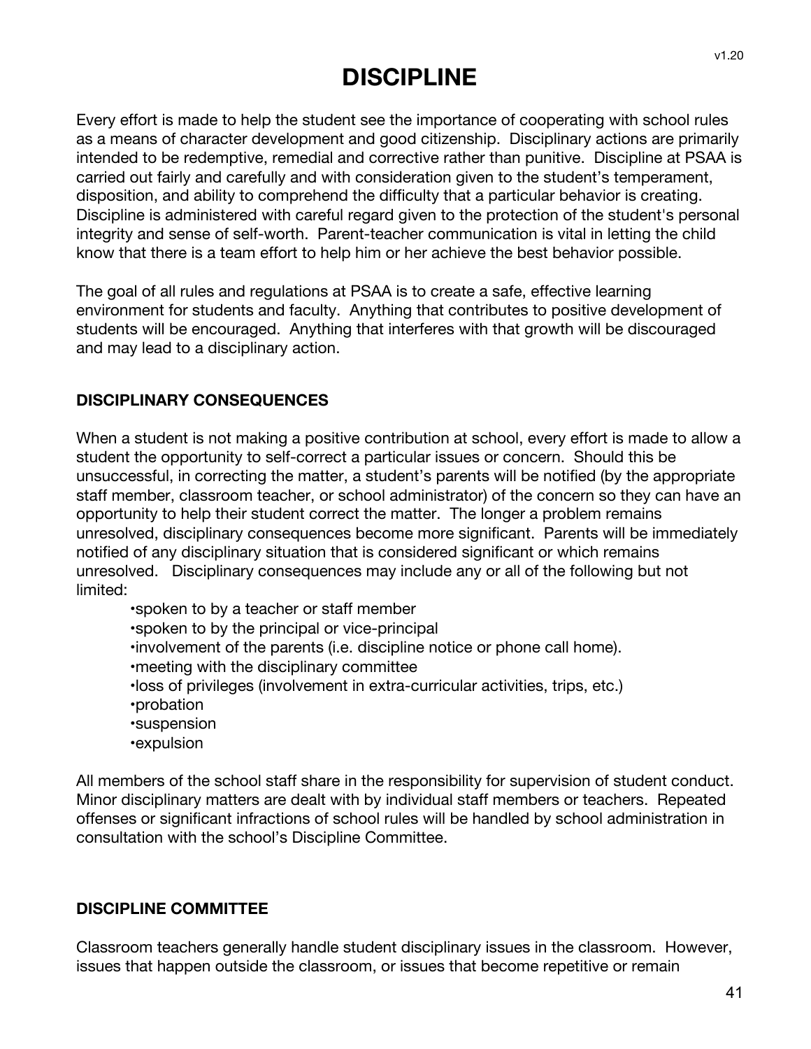# DISCIPLINE

Every effort is made to help the student see the importance of cooperating with school rules as a means of character development and good citizenship. Disciplinary actions are primarily intended to be redemptive, remedial and corrective rather than punitive. Discipline at PSAA is carried out fairly and carefully and with consideration given to the student's temperament, disposition, and ability to comprehend the difficulty that a particular behavior is creating. Discipline is administered with careful regard given to the protection of the student's personal integrity and sense of self-worth. Parent-teacher communication is vital in letting the child know that there is a team effort to help him or her achieve the best behavior possible.

The goal of all rules and regulations at PSAA is to create a safe, effective learning environment for students and faculty. Anything that contributes to positive development of students will be encouraged. Anything that interferes with that growth will be discouraged and may lead to a disciplinary action.

### DISCIPLINARY CONSEQUENCES

When a student is not making a positive contribution at school, every effort is made to allow a student the opportunity to self-correct a particular issues or concern. Should this be unsuccessful, in correcting the matter, a student's parents will be notified (by the appropriate staff member, classroom teacher, or school administrator) of the concern so they can have an opportunity to help their student correct the matter. The longer a problem remains unresolved, disciplinary consequences become more significant. Parents will be immediately notified of any disciplinary situation that is considered significant or which remains unresolved. Disciplinary consequences may include any or all of the following but not limited:

- spoken to by a teacher or staff member
- spoken to by the principal or vice-principal
- involvement of the parents (i.e. discipline notice or phone call home).
- meeting with the disciplinary committee
- loss of privileges (involvement in extra-curricular activities, trips, etc.)
- probation
- suspension
- expulsion

All members of the school staff share in the responsibility for supervision of student conduct. Minor disciplinary matters are dealt with by individual staff members or teachers. Repeated offenses or significant infractions of school rules will be handled by school administration in consultation with the school's Discipline Committee.

### DISCIPLINE COMMITTEE

Classroom teachers generally handle student disciplinary issues in the classroom. However, issues that happen outside the classroom, or issues that become repetitive or remain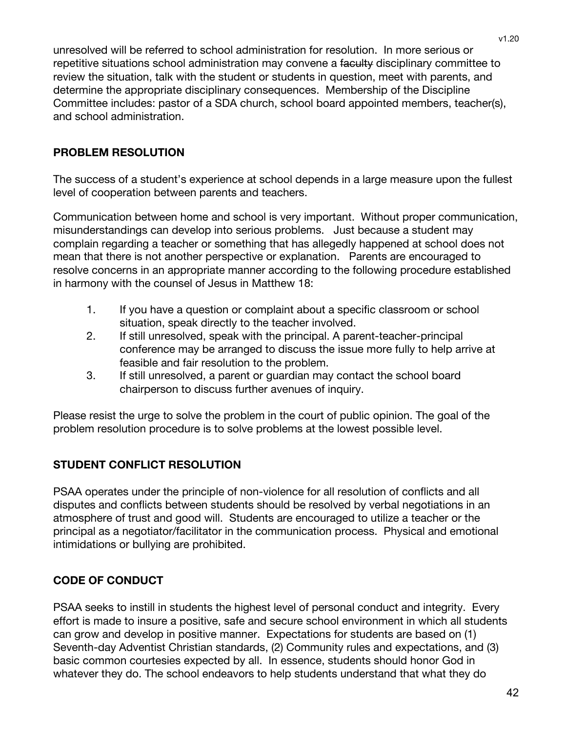unresolved will be referred to school administration for resolution. In more serious or repetitive situations school administration may convene a ~~faculty~~ disciplinary committee to review the situation, talk with the student or students in question, meet with parents, and determine the appropriate disciplinary consequences. Membership of the Discipline Committee includes: pastor of a SDA church, school board appointed members, teacher(s), and school administration.

## PROBLEM RESOLUTION

The success of a student's experience at school depends in a large measure upon the fullest level of cooperation between parents and teachers.

Communication between home and school is very important. Without proper communication, misunderstandings can develop into serious problems. Just because a student may complain regarding a teacher or something that has allegedly happened at school does not mean that there is not another perspective or explanation. Parents are encouraged to resolve concerns in an appropriate manner according to the following procedure established in harmony with the counsel of Jesus in Matthew 18:

1. If you have a question or complaint about a specific classroom or school situation, speak directly to the teacher involved.
2. If still unresolved, speak with the principal. A parent-teacher-principal conference may be arranged to discuss the issue more fully to help arrive at feasible and fair resolution to the problem.
3. If still unresolved, a parent or guardian may contact the school board chairperson to discuss further avenues of inquiry.

Please resist the urge to solve the problem in the court of public opinion. The goal of the problem resolution procedure is to solve problems at the lowest possible level.

## STUDENT CONFLICT RESOLUTION

PSAA operates under the principle of non-violence for all resolution of conflicts and all disputes and conflicts between students should be resolved by verbal negotiations in an atmosphere of trust and good will. Students are encouraged to utilize a teacher or the principal as a negotiator/facilitator in the communication process. Physical and emotional intimidations or bullying are prohibited.

## CODE OF CONDUCT

PSAA seeks to instill in students the highest level of personal conduct and integrity. Every effort is made to insure a positive, safe and secure school environment in which all students can grow and develop in positive manner. Expectations for students are based on (1) Seventh-day Adventist Christian standards, (2) Community rules and expectations, and (3) basic common courtesies expected by all. In essence, students should honor God in whatever they do. The school endeavors to help students understand that what they do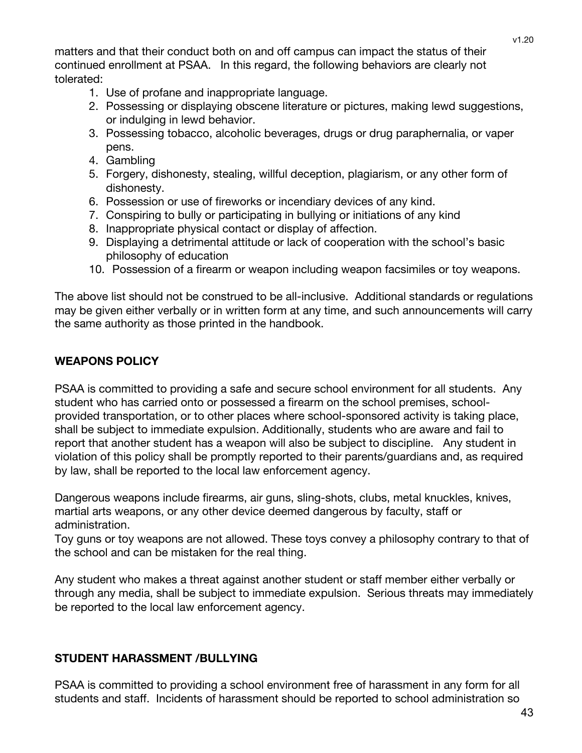matters and that their conduct both on and off campus can impact the status of their continued enrollment at PSAA. In this regard, the following behaviors are clearly not tolerated:

1. Use of profane and inappropriate language.
2. Possessing or displaying obscene literature or pictures, making lewd suggestions, or indulging in lewd behavior.
3. Possessing tobacco, alcoholic beverages, drugs or drug paraphernalia, or vaper pens.
4. Gambling
5. Forgery, dishonesty, stealing, willful deception, plagiarism, or any other form of dishonesty.
6. Possession or use of fireworks or incendiary devices of any kind.
7. Conspiring to bully or participating in bullying or initiations of any kind
8. Inappropriate physical contact or display of affection.
9. Displaying a detrimental attitude or lack of cooperation with the school's basic philosophy of education
10. Possession of a firearm or weapon including weapon facsimiles or toy weapons.

The above list should not be construed to be all-inclusive. Additional standards or regulations may be given either verbally or in written form at any time, and such announcements will carry the same authority as those printed in the handbook.

## WEAPONS POLICY

PSAA is committed to providing a safe and secure school environment for all students. Any student who has carried onto or possessed a firearm on the school premises, school-provided transportation, or to other places where school-sponsored activity is taking place, shall be subject to immediate expulsion. Additionally, students who are aware and fail to report that another student has a weapon will also be subject to discipline. Any student in violation of this policy shall be promptly reported to their parents/guardians and, as required by law, shall be reported to the local law enforcement agency.

Dangerous weapons include firearms, air guns, sling-shots, clubs, metal knuckles, knives, martial arts weapons, or any other device deemed dangerous by faculty, staff or administration.
Toy guns or toy weapons are not allowed. These toys convey a philosophy contrary to that of the school and can be mistaken for the real thing.

Any student who makes a threat against another student or staff member either verbally or through any media, shall be subject to immediate expulsion. Serious threats may immediately be reported to the local law enforcement agency.

## STUDENT HARASSMENT /BULLYING

PSAA is committed to providing a school environment free of harassment in any form for all students and staff. Incidents of harassment should be reported to school administration so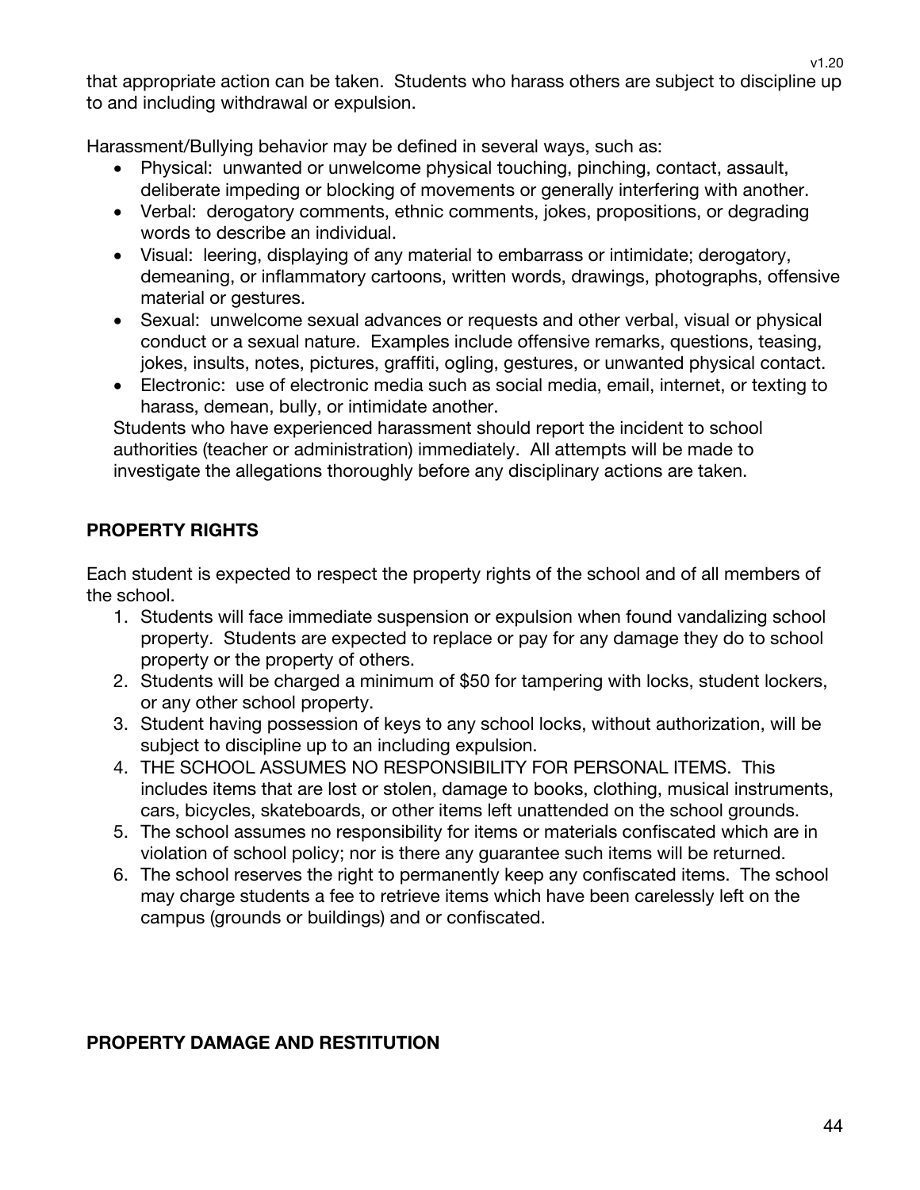that appropriate action can be taken. Students who harass others are subject to discipline up to and including withdrawal or expulsion.

Harassment/Bullying behavior may be defined in several ways, such as:

- Physical: unwanted or unwelcome physical touching, pinching, contact, assault, deliberate impeding or blocking of movements or generally interfering with another.
- Verbal: derogatory comments, ethnic comments, jokes, propositions, or degrading words to describe an individual.
- Visual: leering, displaying of any material to embarrass or intimidate; derogatory, demeaning, or inflammatory cartoons, written words, drawings, photographs, offensive material or gestures.
- Sexual: unwelcome sexual advances or requests and other verbal, visual or physical conduct or a sexual nature. Examples include offensive remarks, questions, teasing, jokes, insults, notes, pictures, graffiti, ogling, gestures, or unwanted physical contact.
- Electronic: use of electronic media such as social media, email, internet, or texting to harass, demean, bully, or intimidate another.

Students who have experienced harassment should report the incident to school authorities (teacher or administration) immediately. All attempts will be made to investigate the allegations thoroughly before any disciplinary actions are taken.

**PROPERTY RIGHTS**

Each student is expected to respect the property rights of the school and of all members of the school.

1. Students will face immediate suspension or expulsion when found vandalizing school property. Students are expected to replace or pay for any damage they do to school property or the property of others.
2. Students will be charged a minimum of $50 for tampering with locks, student lockers, or any other school property.
3. Student having possession of keys to any school locks, without authorization, will be subject to discipline up to an including expulsion.
4. THE SCHOOL ASSUMES NO RESPONSIBILITY FOR PERSONAL ITEMS. This includes items that are lost or stolen, damage to books, clothing, musical instruments, cars, bicycles, skateboards, or other items left unattended on the school grounds.
5. The school assumes no responsibility for items or materials confiscated which are in violation of school policy; nor is there any guarantee such items will be returned.
6. The school reserves the right to permanently keep any confiscated items. The school may charge students a fee to retrieve items which have been carelessly left on the campus (grounds or buildings) and or confiscated.

**PROPERTY DAMAGE AND RESTITUTION**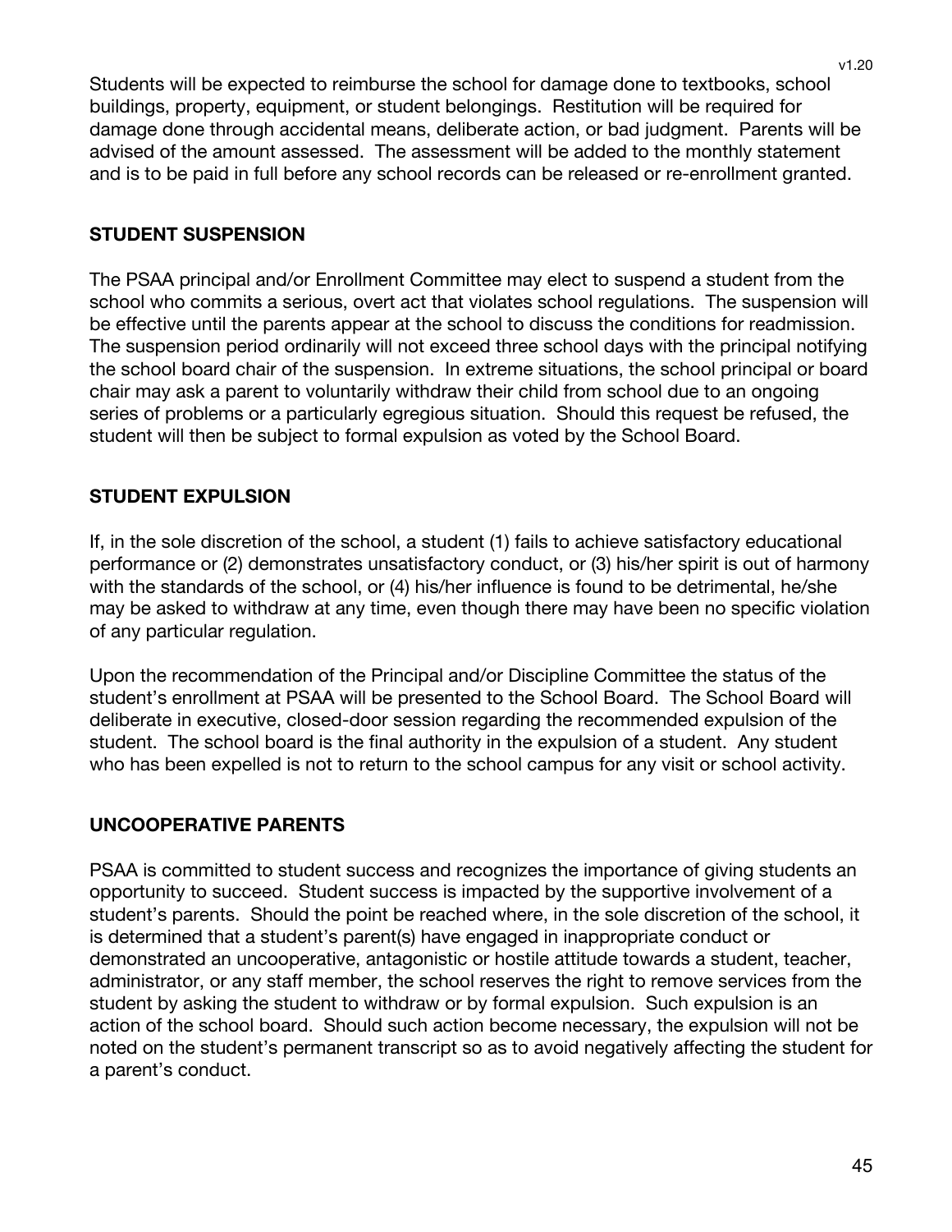Students will be expected to reimburse the school for damage done to textbooks, school buildings, property, equipment, or student belongings. Restitution will be required for damage done through accidental means, deliberate action, or bad judgment. Parents will be advised of the amount assessed. The assessment will be added to the monthly statement and is to be paid in full before any school records can be released or re-enrollment granted.

## STUDENT SUSPENSION

The PSAA principal and/or Enrollment Committee may elect to suspend a student from the school who commits a serious, overt act that violates school regulations. The suspension will be effective until the parents appear at the school to discuss the conditions for readmission. The suspension period ordinarily will not exceed three school days with the principal notifying the school board chair of the suspension. In extreme situations, the school principal or board chair may ask a parent to voluntarily withdraw their child from school due to an ongoing series of problems or a particularly egregious situation. Should this request be refused, the student will then be subject to formal expulsion as voted by the School Board.

## STUDENT EXPULSION

If, in the sole discretion of the school, a student (1) fails to achieve satisfactory educational performance or (2) demonstrates unsatisfactory conduct, or (3) his/her spirit is out of harmony with the standards of the school, or (4) his/her influence is found to be detrimental, he/she may be asked to withdraw at any time, even though there may have been no specific violation of any particular regulation.

Upon the recommendation of the Principal and/or Discipline Committee the status of the student's enrollment at PSAA will be presented to the School Board. The School Board will deliberate in executive, closed-door session regarding the recommended expulsion of the student. The school board is the final authority in the expulsion of a student. Any student who has been expelled is not to return to the school campus for any visit or school activity.

## UNCOOPERATIVE PARENTS

PSAA is committed to student success and recognizes the importance of giving students an opportunity to succeed. Student success is impacted by the supportive involvement of a student's parents. Should the point be reached where, in the sole discretion of the school, it is determined that a student's parent(s) have engaged in inappropriate conduct or demonstrated an uncooperative, antagonistic or hostile attitude towards a student, teacher, administrator, or any staff member, the school reserves the right to remove services from the student by asking the student to withdraw or by formal expulsion. Such expulsion is an action of the school board. Should such action become necessary, the expulsion will not be noted on the student's permanent transcript so as to avoid negatively affecting the student for a parent's conduct.